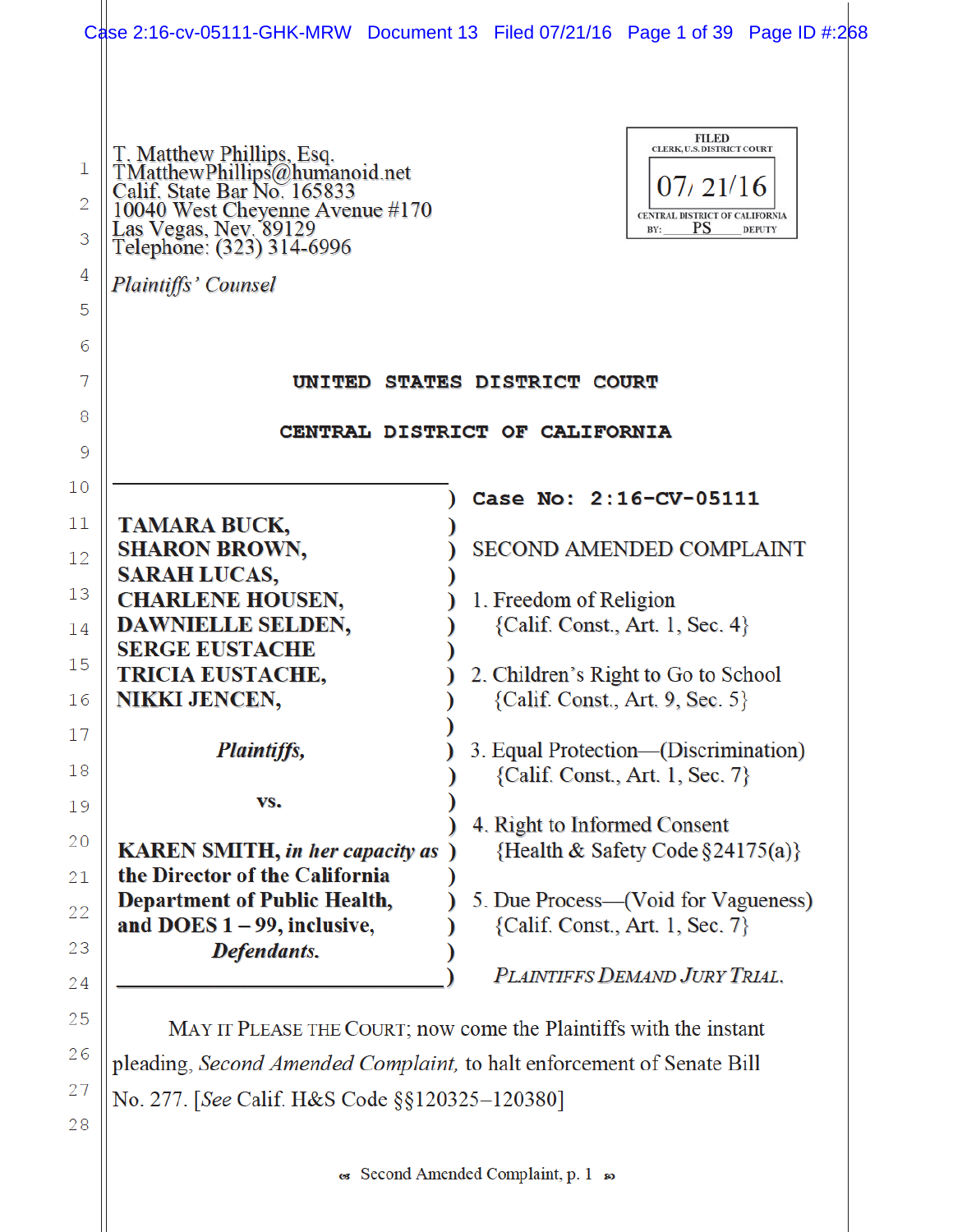T. Matthew Phillips, Esq.
TMatthewPhillips@humanoid.net
Calif. State Bar No. 165833
10040 West Cheyenne Avenue #170
Las Vegas, Nev. 89129
Telephone: (323) 314-6996

*Plaintiffs' Counsel*

FILED
CLERK, U.S. DISTRICT COURT
07/21/16
CENTRAL DISTRICT OF CALIFORNIA
BY: PS DEPUTY

# UNITED STATES DISTRICT COURT

## CENTRAL DISTRICT OF CALIFORNIA

**TAMARA BUCK,**
**SHARON BROWN,**
**SARAH LUCAS,**
**CHARLENE HOUSEN,**
**DAWNIELLE SELDEN,**
**SERGE EUSTACHE**
**TRICIA EUSTACHE,**
**NIKKI JENCEN,**

***Plaintiffs,***

**vs.**

**KAREN SMITH,** ***in her capacity as*** **the Director of the California Department of Public Health, and DOES 1 – 99, inclusive,**
***Defendants.***

**Case No: 2:16-CV-05111**

SECOND AMENDED COMPLAINT

1. Freedom of Religion
{Calif. Const., Art. 1, Sec. 4}

2. Children's Right to Go to School
{Calif. Const., Art. 9, Sec. 5}

3. Equal Protection—(Discrimination)
{Calif. Const., Art. 1, Sec. 7}

4. Right to Informed Consent
{Health & Safety Code §24175(a)}

5. Due Process—(Void for Vagueness)
{Calif. Const., Art. 1, Sec. 7}

*PLAINTIFFS DEMAND JURY TRIAL.*

MAY IT PLEASE THE COURT; now come the Plaintiffs with the instant pleading, *Second Amended Complaint,* to halt enforcement of Senate Bill No. 277. [*See* Calif. H&S Code §§120325–120380]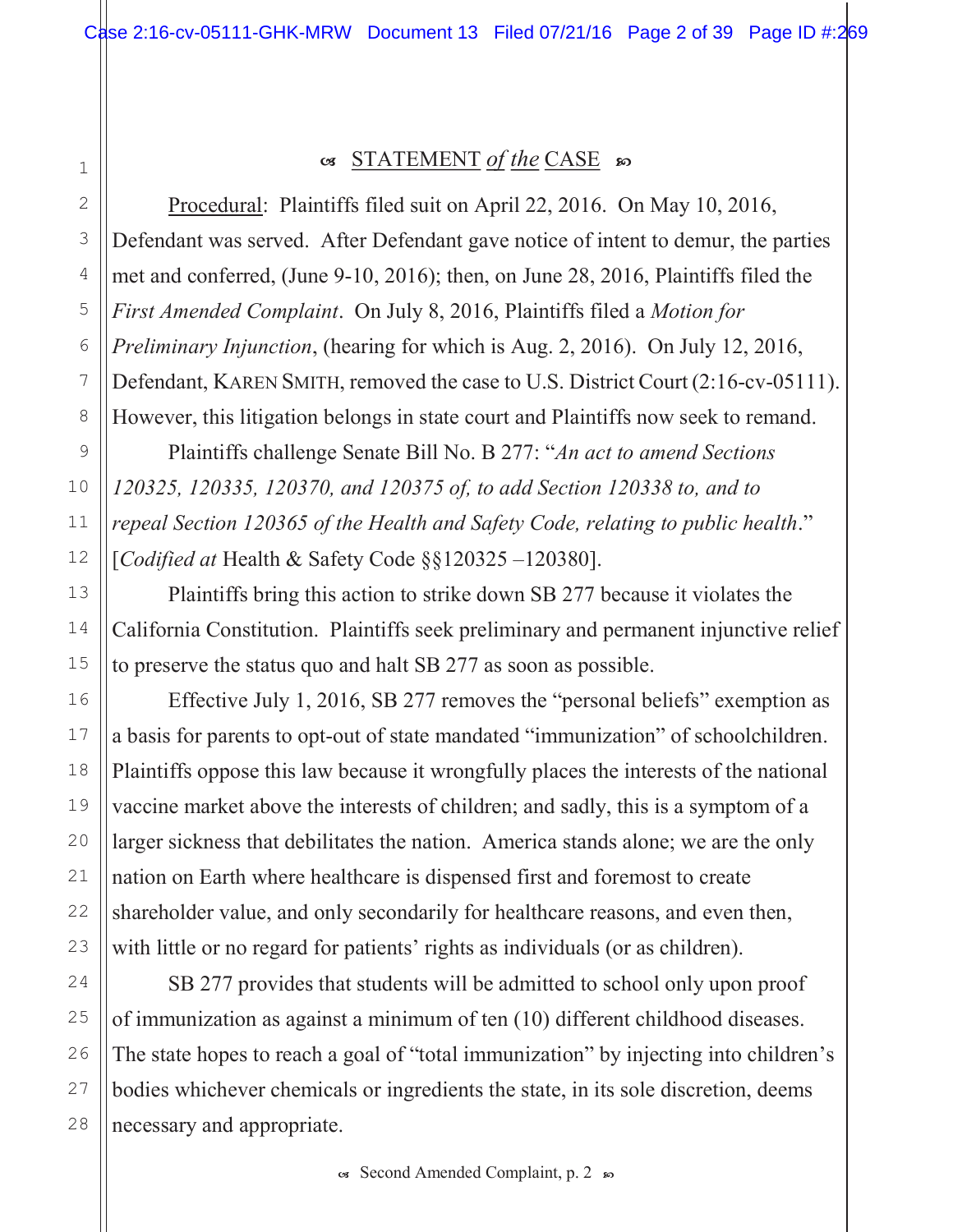## STATEMENT *of the* CASE

Procedural: Plaintiffs filed suit on April 22, 2016. On May 10, 2016, Defendant was served. After Defendant gave notice of intent to demur, the parties met and conferred, (June 9-10, 2016); then, on June 28, 2016, Plaintiffs filed the *First Amended Complaint*. On July 8, 2016, Plaintiffs filed a *Motion for Preliminary Injunction*, (hearing for which is Aug. 2, 2016). On July 12, 2016, Defendant, KAREN SMITH, removed the case to U.S. District Court (2:16-cv-05111). However, this litigation belongs in state court and Plaintiffs now seek to remand.

Plaintiffs challenge Senate Bill No. B 277: "*An act to amend Sections 120325, 120335, 120370, and 120375 of, to add Section 120338 to, and to repeal Section 120365 of the Health and Safety Code, relating to public health*." [*Codified at* Health & Safety Code §§120325 –120380].

Plaintiffs bring this action to strike down SB 277 because it violates the California Constitution. Plaintiffs seek preliminary and permanent injunctive relief to preserve the status quo and halt SB 277 as soon as possible.

Effective July 1, 2016, SB 277 removes the "personal beliefs" exemption as a basis for parents to opt-out of state mandated "immunization" of schoolchildren. Plaintiffs oppose this law because it wrongfully places the interests of the national vaccine market above the interests of children; and sadly, this is a symptom of a larger sickness that debilitates the nation. America stands alone; we are the only nation on Earth where healthcare is dispensed first and foremost to create shareholder value, and only secondarily for healthcare reasons, and even then, with little or no regard for patients' rights as individuals (or as children).

SB 277 provides that students will be admitted to school only upon proof of immunization as against a minimum of ten (10) different childhood diseases. The state hopes to reach a goal of "total immunization" by injecting into children's bodies whichever chemicals or ingredients the state, in its sole discretion, deems necessary and appropriate.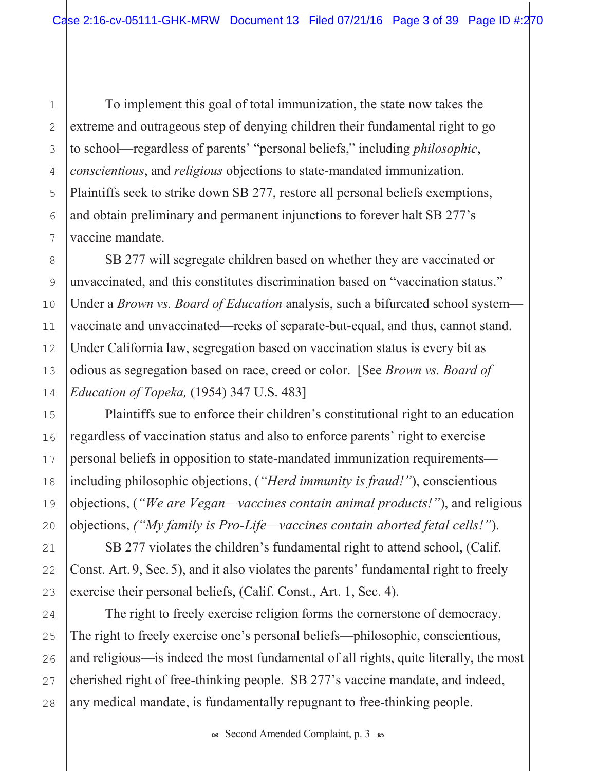To implement this goal of total immunization, the state now takes the extreme and outrageous step of denying children their fundamental right to go to school—regardless of parents' "personal beliefs," including *philosophic*, *conscientious*, and *religious* objections to state-mandated immunization. Plaintiffs seek to strike down SB 277, restore all personal beliefs exemptions, and obtain preliminary and permanent injunctions to forever halt SB 277's vaccine mandate.

SB 277 will segregate children based on whether they are vaccinated or unvaccinated, and this constitutes discrimination based on "vaccination status." Under a *Brown vs. Board of Education* analysis, such a bifurcated school system—vaccinate and unvaccinated—reeks of separate-but-equal, and thus, cannot stand. Under California law, segregation based on vaccination status is every bit as odious as segregation based on race, creed or color. [See *Brown vs. Board of Education of Topeka,* (1954) 347 U.S. 483]

Plaintiffs sue to enforce their children's constitutional right to an education regardless of vaccination status and also to enforce parents' right to exercise personal beliefs in opposition to state-mandated immunization requirements—including philosophic objections, (*"Herd immunity is fraud!"*), conscientious objections, (*"We are Vegan—vaccines contain animal products!"*), and religious objections, *("My family is Pro-Life—vaccines contain aborted fetal cells!")*.

SB 277 violates the children's fundamental right to attend school, (Calif. Const. Art. 9, Sec. 5), and it also violates the parents' fundamental right to freely exercise their personal beliefs, (Calif. Const., Art. 1, Sec. 4).

The right to freely exercise religion forms the cornerstone of democracy. The right to freely exercise one's personal beliefs—philosophic, conscientious, and religious—is indeed the most fundamental of all rights, quite literally, the most cherished right of free-thinking people. SB 277's vaccine mandate, and indeed, any medical mandate, is fundamentally repugnant to free-thinking people.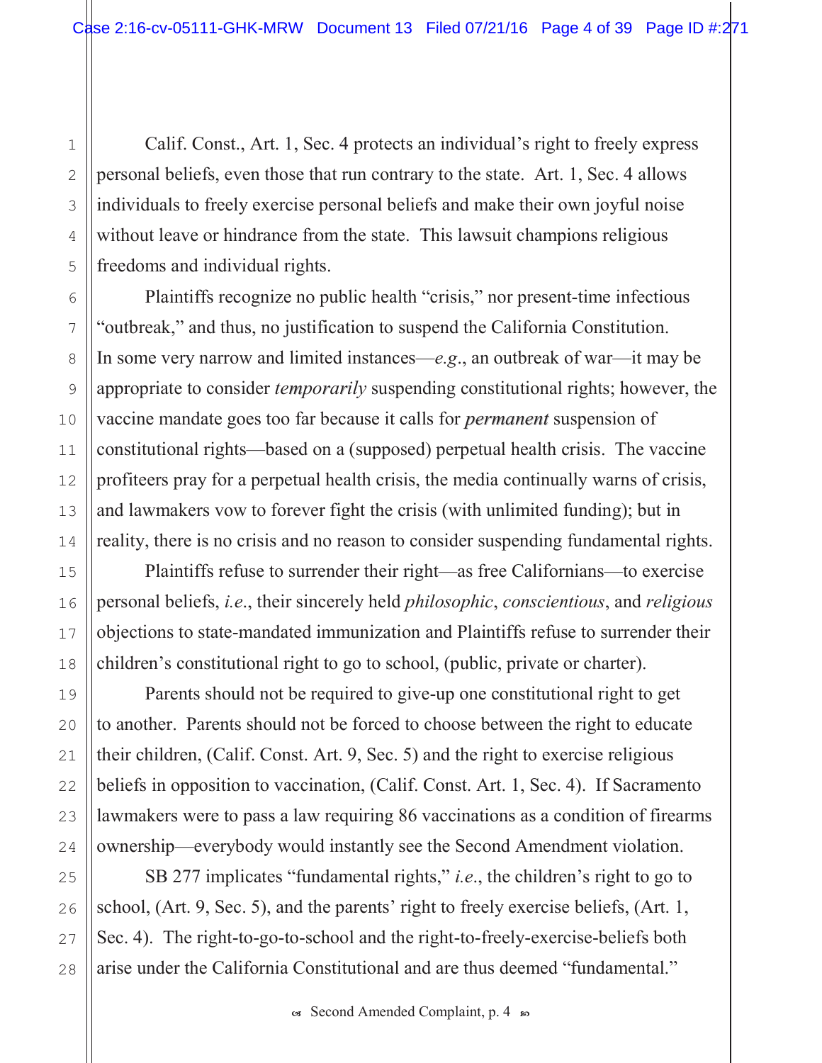Calif. Const., Art. 1, Sec. 4 protects an individual's right to freely express personal beliefs, even those that run contrary to the state. Art. 1, Sec. 4 allows individuals to freely exercise personal beliefs and make their own joyful noise without leave or hindrance from the state. This lawsuit champions religious freedoms and individual rights.

Plaintiffs recognize no public health "crisis," nor present-time infectious "outbreak," and thus, no justification to suspend the California Constitution. In some very narrow and limited instances—*e.g.*, an outbreak of war—it may be appropriate to consider *temporarily* suspending constitutional rights; however, the vaccine mandate goes too far because it calls for ***permanent*** suspension of constitutional rights—based on a (supposed) perpetual health crisis. The vaccine profiteers pray for a perpetual health crisis, the media continually warns of crisis, and lawmakers vow to forever fight the crisis (with unlimited funding); but in reality, there is no crisis and no reason to consider suspending fundamental rights.

Plaintiffs refuse to surrender their right—as free Californians—to exercise personal beliefs, *i.e.*, their sincerely held *philosophic*, *conscientious*, and *religious* objections to state-mandated immunization and Plaintiffs refuse to surrender their children's constitutional right to go to school, (public, private or charter).

Parents should not be required to give-up one constitutional right to get to another. Parents should not be forced to choose between the right to educate their children, (Calif. Const. Art. 9, Sec. 5) and the right to exercise religious beliefs in opposition to vaccination, (Calif. Const. Art. 1, Sec. 4). If Sacramento lawmakers were to pass a law requiring 86 vaccinations as a condition of firearms ownership—everybody would instantly see the Second Amendment violation.

SB 277 implicates "fundamental rights," *i.e.*, the children's right to go to school, (Art. 9, Sec. 5), and the parents' right to freely exercise beliefs, (Art. 1, Sec. 4). The right-to-go-to-school and the right-to-freely-exercise-beliefs both arise under the California Constitutional and are thus deemed "fundamental."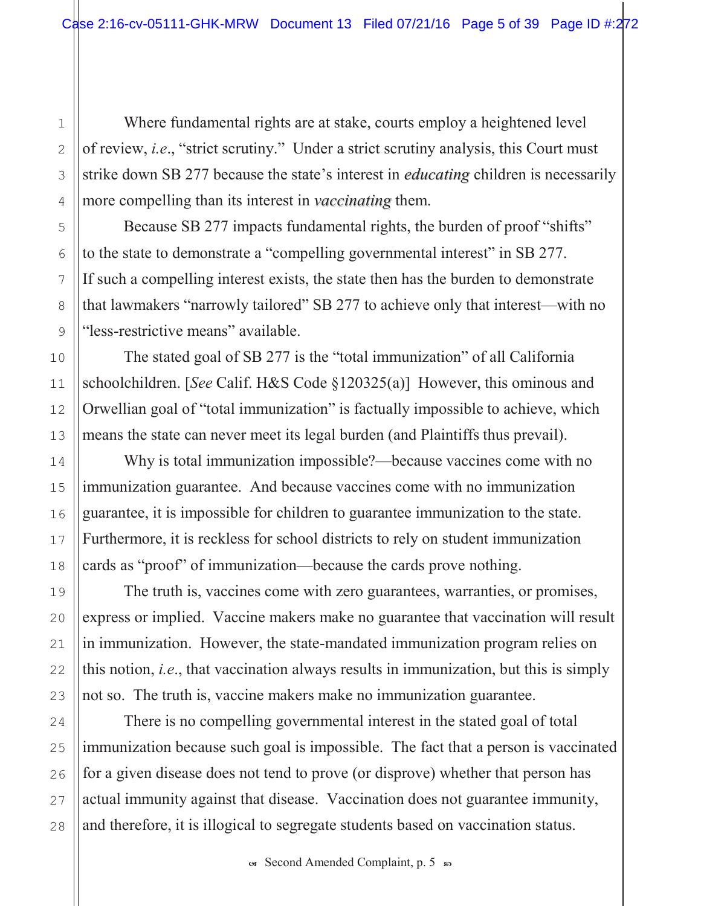Where fundamental rights are at stake, courts employ a heightened level of review, *i.e*., "strict scrutiny." Under a strict scrutiny analysis, this Court must strike down SB 277 because the state's interest in ***educating*** children is necessarily more compelling than its interest in ***vaccinating*** them.

Because SB 277 impacts fundamental rights, the burden of proof "shifts" to the state to demonstrate a "compelling governmental interest" in SB 277. If such a compelling interest exists, the state then has the burden to demonstrate that lawmakers "narrowly tailored" SB 277 to achieve only that interest—with no "less-restrictive means" available.

The stated goal of SB 277 is the "total immunization" of all California schoolchildren. [*See* Calif. H&S Code §120325(a)] However, this ominous and Orwellian goal of "total immunization" is factually impossible to achieve, which means the state can never meet its legal burden (and Plaintiffs thus prevail).

Why is total immunization impossible?—because vaccines come with no immunization guarantee. And because vaccines come with no immunization guarantee, it is impossible for children to guarantee immunization to the state. Furthermore, it is reckless for school districts to rely on student immunization cards as "proof" of immunization—because the cards prove nothing.

The truth is, vaccines come with zero guarantees, warranties, or promises, express or implied. Vaccine makers make no guarantee that vaccination will result in immunization. However, the state-mandated immunization program relies on this notion, *i.e*., that vaccination always results in immunization, but this is simply not so. The truth is, vaccine makers make no immunization guarantee.

There is no compelling governmental interest in the stated goal of total immunization because such goal is impossible. The fact that a person is vaccinated for a given disease does not tend to prove (or disprove) whether that person has actual immunity against that disease. Vaccination does not guarantee immunity, and therefore, it is illogical to segregate students based on vaccination status.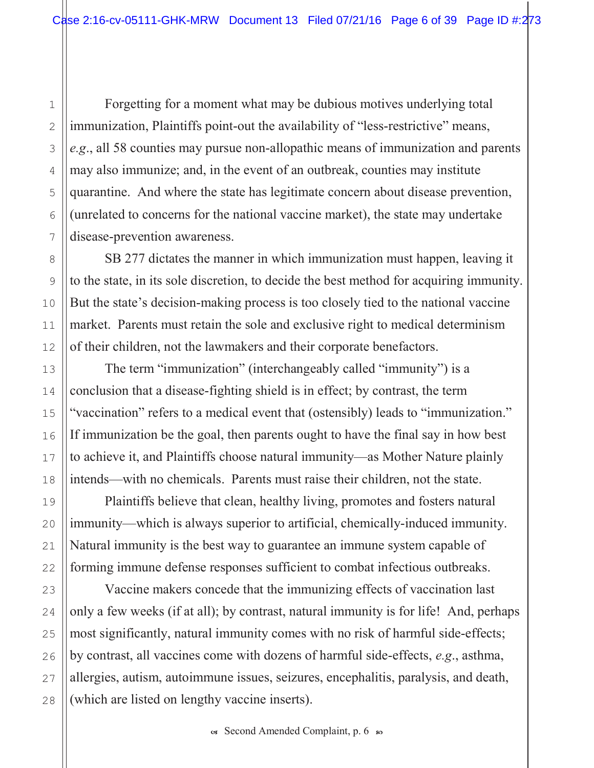Forgetting for a moment what may be dubious motives underlying total immunization, Plaintiffs point-out the availability of "less-restrictive" means, *e.g.*, all 58 counties may pursue non-allopathic means of immunization and parents may also immunize; and, in the event of an outbreak, counties may institute quarantine. And where the state has legitimate concern about disease prevention, (unrelated to concerns for the national vaccine market), the state may undertake disease-prevention awareness.

SB 277 dictates the manner in which immunization must happen, leaving it to the state, in its sole discretion, to decide the best method for acquiring immunity. But the state's decision-making process is too closely tied to the national vaccine market. Parents must retain the sole and exclusive right to medical determinism of their children, not the lawmakers and their corporate benefactors.

The term "immunization" (interchangeably called "immunity") is a conclusion that a disease-fighting shield is in effect; by contrast, the term "vaccination" refers to a medical event that (ostensibly) leads to "immunization." If immunization be the goal, then parents ought to have the final say in how best to achieve it, and Plaintiffs choose natural immunity—as Mother Nature plainly intends—with no chemicals. Parents must raise their children, not the state.

Plaintiffs believe that clean, healthy living, promotes and fosters natural immunity—which is always superior to artificial, chemically-induced immunity. Natural immunity is the best way to guarantee an immune system capable of forming immune defense responses sufficient to combat infectious outbreaks.

Vaccine makers concede that the immunizing effects of vaccination last only a few weeks (if at all); by contrast, natural immunity is for life! And, perhaps most significantly, natural immunity comes with no risk of harmful side-effects; by contrast, all vaccines come with dozens of harmful side-effects, *e.g.*, asthma, allergies, autism, autoimmune issues, seizures, encephalitis, paralysis, and death, (which are listed on lengthy vaccine inserts).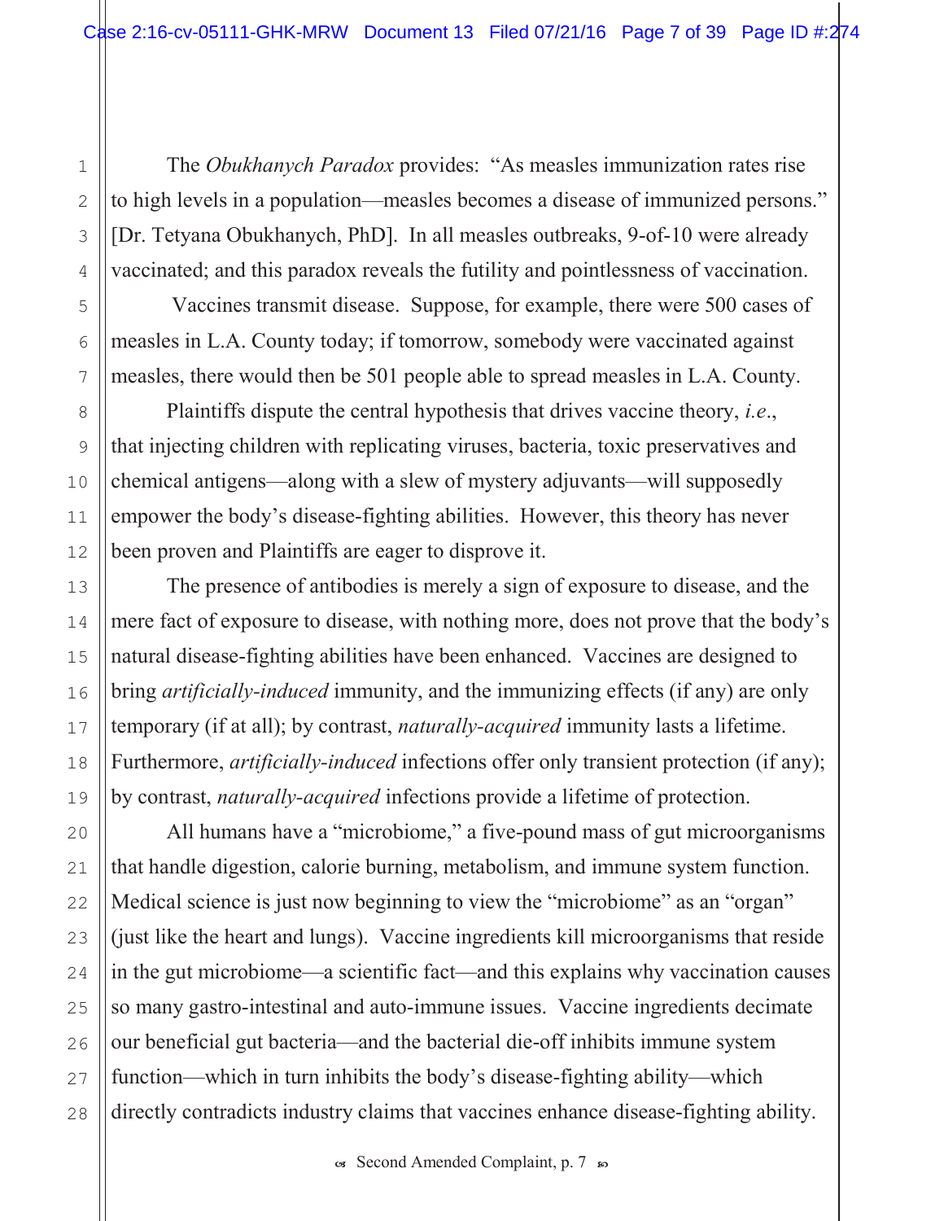The *Obukhanych Paradox* provides: "As measles immunization rates rise to high levels in a population—measles becomes a disease of immunized persons." [Dr. Tetyana Obukhanych, PhD]. In all measles outbreaks, 9-of-10 were already vaccinated; and this paradox reveals the futility and pointlessness of vaccination.

Vaccines transmit disease. Suppose, for example, there were 500 cases of measles in L.A. County today; if tomorrow, somebody were vaccinated against measles, there would then be 501 people able to spread measles in L.A. County.

Plaintiffs dispute the central hypothesis that drives vaccine theory, *i.e.*, that injecting children with replicating viruses, bacteria, toxic preservatives and chemical antigens—along with a slew of mystery adjuvants—will supposedly empower the body's disease-fighting abilities. However, this theory has never been proven and Plaintiffs are eager to disprove it.

The presence of antibodies is merely a sign of exposure to disease, and the mere fact of exposure to disease, with nothing more, does not prove that the body's natural disease-fighting abilities have been enhanced. Vaccines are designed to bring *artificially-induced* immunity, and the immunizing effects (if any) are only temporary (if at all); by contrast, *naturally-acquired* immunity lasts a lifetime. Furthermore, *artificially-induced* infections offer only transient protection (if any); by contrast, *naturally-acquired* infections provide a lifetime of protection.

All humans have a "microbiome," a five-pound mass of gut microorganisms that handle digestion, calorie burning, metabolism, and immune system function. Medical science is just now beginning to view the "microbiome" as an "organ" (just like the heart and lungs). Vaccine ingredients kill microorganisms that reside in the gut microbiome—a scientific fact—and this explains why vaccination causes so many gastro-intestinal and auto-immune issues. Vaccine ingredients decimate our beneficial gut bacteria—and the bacterial die-off inhibits immune system function—which in turn inhibits the body's disease-fighting ability—which directly contradicts industry claims that vaccines enhance disease-fighting ability.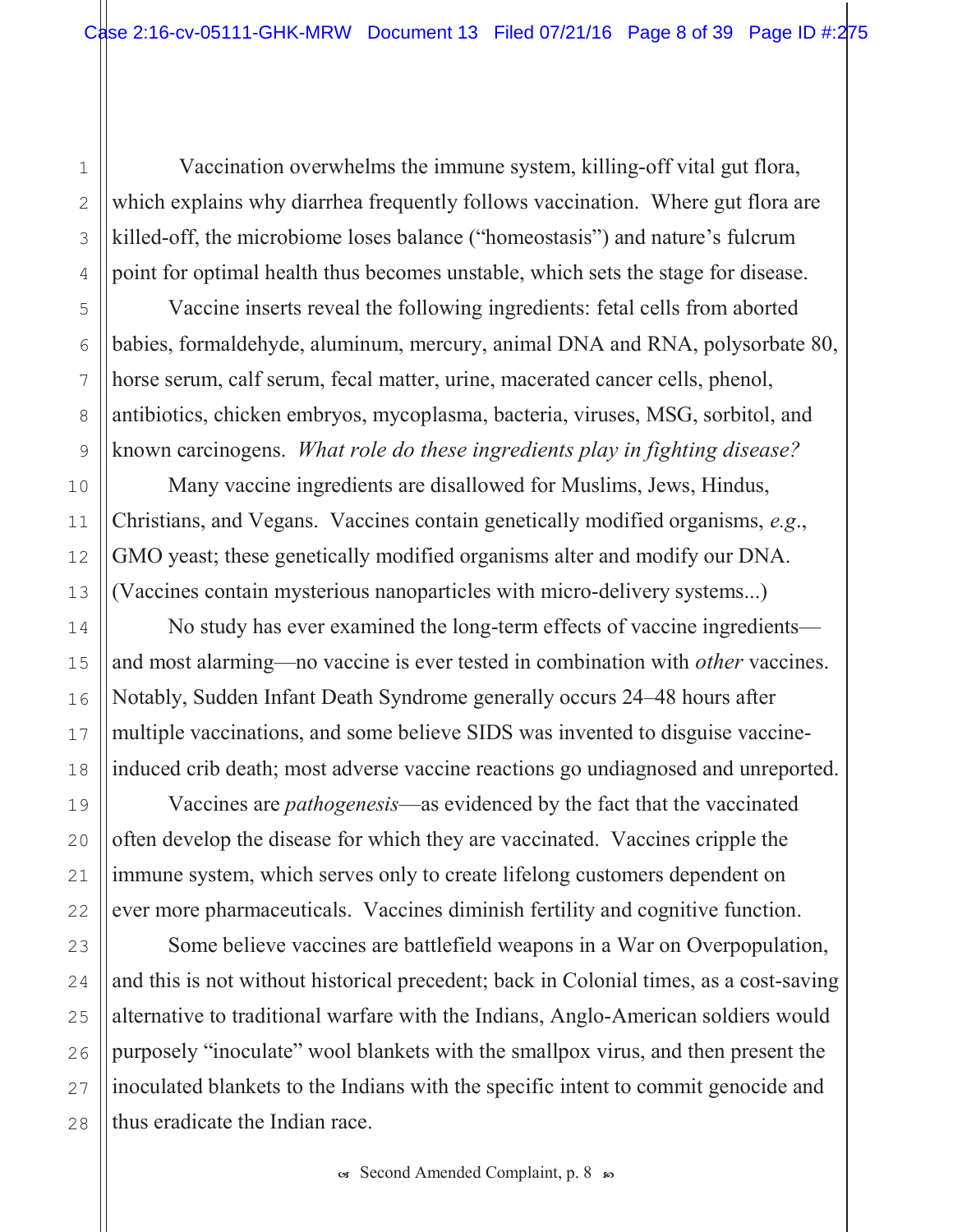Vaccination overwhelms the immune system, killing-off vital gut flora, which explains why diarrhea frequently follows vaccination. Where gut flora are killed-off, the microbiome loses balance ("homeostasis") and nature's fulcrum point for optimal health thus becomes unstable, which sets the stage for disease.

Vaccine inserts reveal the following ingredients: fetal cells from aborted babies, formaldehyde, aluminum, mercury, animal DNA and RNA, polysorbate 80, horse serum, calf serum, fecal matter, urine, macerated cancer cells, phenol, antibiotics, chicken embryos, mycoplasma, bacteria, viruses, MSG, sorbitol, and known carcinogens. *What role do these ingredients play in fighting disease?*

Many vaccine ingredients are disallowed for Muslims, Jews, Hindus, Christians, and Vegans. Vaccines contain genetically modified organisms, *e.g.*, GMO yeast; these genetically modified organisms alter and modify our DNA. (Vaccines contain mysterious nanoparticles with micro-delivery systems...)

No study has ever examined the long-term effects of vaccine ingredients—and most alarming—no vaccine is ever tested in combination with *other* vaccines. Notably, Sudden Infant Death Syndrome generally occurs 24–48 hours after multiple vaccinations, and some believe SIDS was invented to disguise vaccine-induced crib death; most adverse vaccine reactions go undiagnosed and unreported.

Vaccines are *pathogenesis*—as evidenced by the fact that the vaccinated often develop the disease for which they are vaccinated. Vaccines cripple the immune system, which serves only to create lifelong customers dependent on ever more pharmaceuticals. Vaccines diminish fertility and cognitive function.

Some believe vaccines are battlefield weapons in a War on Overpopulation, and this is not without historical precedent; back in Colonial times, as a cost-saving alternative to traditional warfare with the Indians, Anglo-American soldiers would purposely "inoculate" wool blankets with the smallpox virus, and then present the inoculated blankets to the Indians with the specific intent to commit genocide and thus eradicate the Indian race.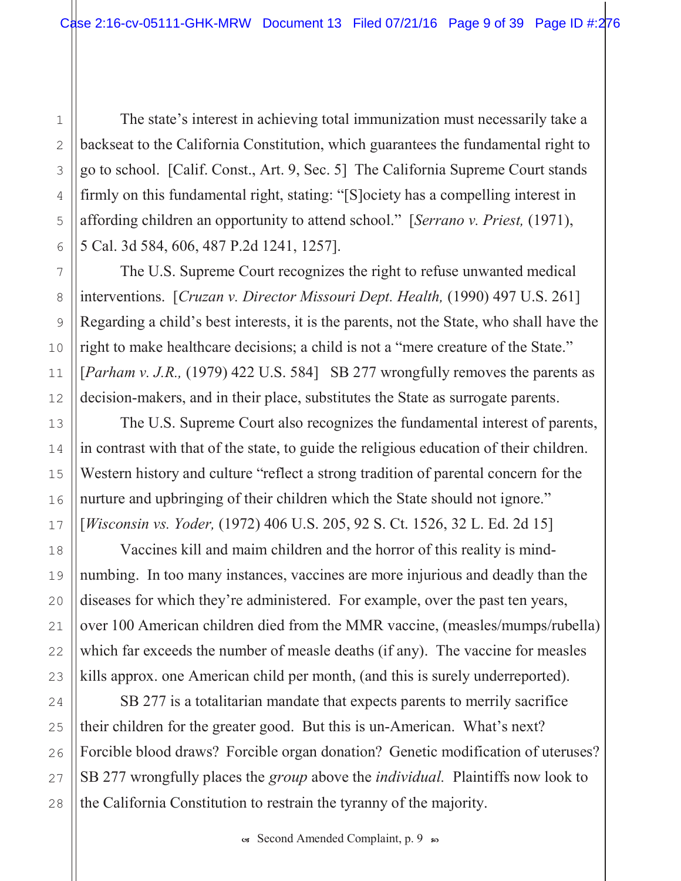The state's interest in achieving total immunization must necessarily take a backseat to the California Constitution, which guarantees the fundamental right to go to school. [Calif. Const., Art. 9, Sec. 5] The California Supreme Court stands firmly on this fundamental right, stating: "[S]ociety has a compelling interest in affording children an opportunity to attend school." [*Serrano v. Priest,* (1971), 5 Cal. 3d 584, 606, 487 P.2d 1241, 1257].

The U.S. Supreme Court recognizes the right to refuse unwanted medical interventions. [*Cruzan v. Director Missouri Dept. Health,* (1990) 497 U.S. 261] Regarding a child's best interests, it is the parents, not the State, who shall have the right to make healthcare decisions; a child is not a "mere creature of the State." [*Parham v. J.R.,* (1979) 422 U.S. 584] SB 277 wrongfully removes the parents as decision-makers, and in their place, substitutes the State as surrogate parents.

The U.S. Supreme Court also recognizes the fundamental interest of parents, in contrast with that of the state, to guide the religious education of their children. Western history and culture "reflect a strong tradition of parental concern for the nurture and upbringing of their children which the State should not ignore." [*Wisconsin vs. Yoder,* (1972) 406 U.S. 205, 92 S. Ct. 1526, 32 L. Ed. 2d 15]

Vaccines kill and maim children and the horror of this reality is mind-numbing. In too many instances, vaccines are more injurious and deadly than the diseases for which they're administered. For example, over the past ten years, over 100 American children died from the MMR vaccine, (measles/mumps/rubella) which far exceeds the number of measle deaths (if any). The vaccine for measles kills approx. one American child per month, (and this is surely underreported).

SB 277 is a totalitarian mandate that expects parents to merrily sacrifice their children for the greater good. But this is un-American. What's next? Forcible blood draws? Forcible organ donation? Genetic modification of uteruses? SB 277 wrongfully places the *group* above the *individual.* Plaintiffs now look to the California Constitution to restrain the tyranny of the majority.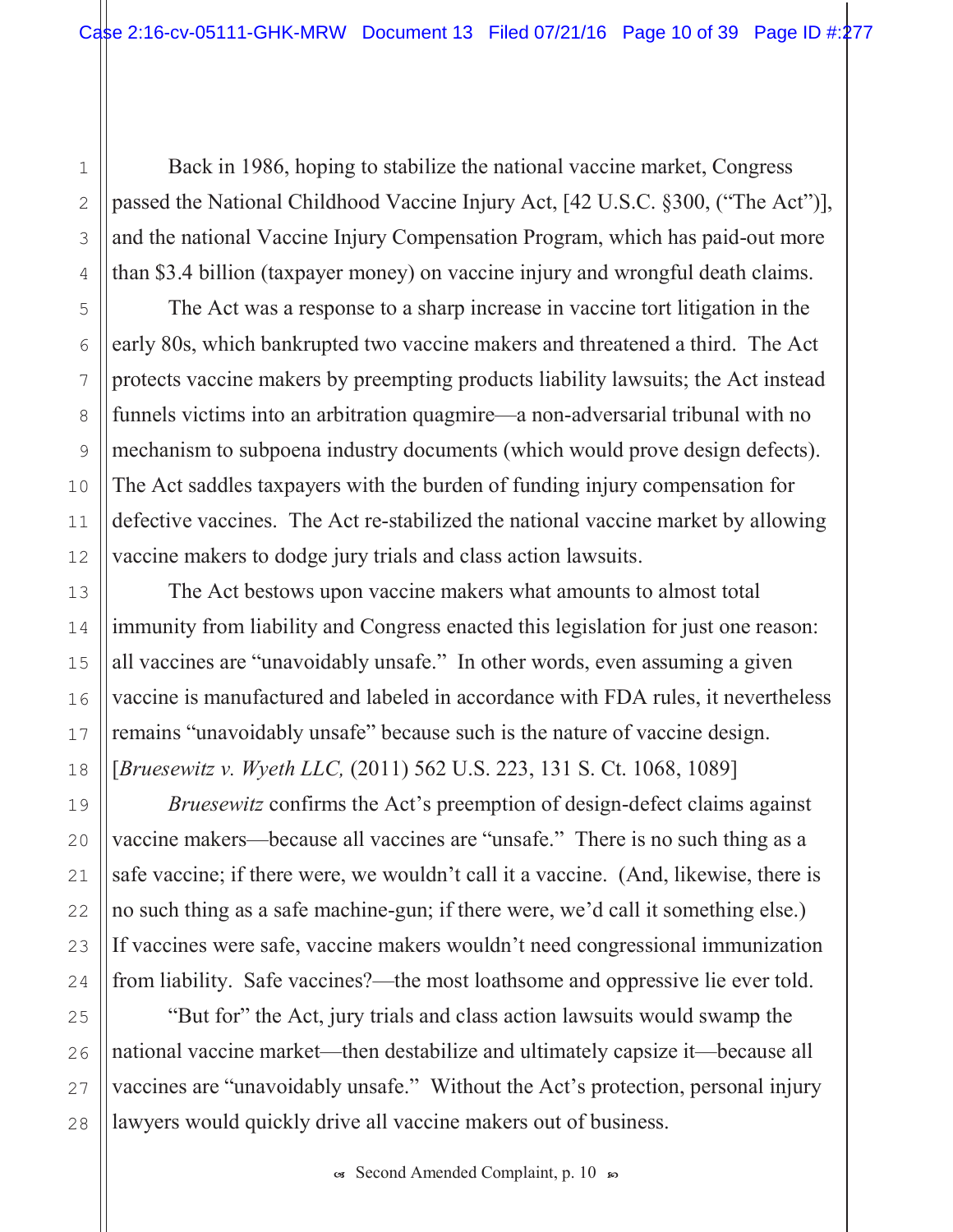Back in 1986, hoping to stabilize the national vaccine market, Congress passed the National Childhood Vaccine Injury Act, [42 U.S.C. §300, ("The Act")], and the national Vaccine Injury Compensation Program, which has paid-out more than $3.4 billion (taxpayer money) on vaccine injury and wrongful death claims.

The Act was a response to a sharp increase in vaccine tort litigation in the early 80s, which bankrupted two vaccine makers and threatened a third. The Act protects vaccine makers by preempting products liability lawsuits; the Act instead funnels victims into an arbitration quagmire—a non-adversarial tribunal with no mechanism to subpoena industry documents (which would prove design defects). The Act saddles taxpayers with the burden of funding injury compensation for defective vaccines. The Act re-stabilized the national vaccine market by allowing vaccine makers to dodge jury trials and class action lawsuits.

The Act bestows upon vaccine makers what amounts to almost total immunity from liability and Congress enacted this legislation for just one reason: all vaccines are "unavoidably unsafe." In other words, even assuming a given vaccine is manufactured and labeled in accordance with FDA rules, it nevertheless remains "unavoidably unsafe" because such is the nature of vaccine design. [*Bruesewitz v. Wyeth LLC,* (2011) 562 U.S. 223, 131 S. Ct. 1068, 1089]

*Bruesewitz* confirms the Act's preemption of design-defect claims against vaccine makers—because all vaccines are "unsafe." There is no such thing as a safe vaccine; if there were, we wouldn't call it a vaccine. (And, likewise, there is no such thing as a safe machine-gun; if there were, we'd call it something else.) If vaccines were safe, vaccine makers wouldn't need congressional immunization from liability. Safe vaccines?—the most loathsome and oppressive lie ever told.

"But for" the Act, jury trials and class action lawsuits would swamp the national vaccine market—then destabilize and ultimately capsize it—because all vaccines are "unavoidably unsafe." Without the Act's protection, personal injury lawyers would quickly drive all vaccine makers out of business.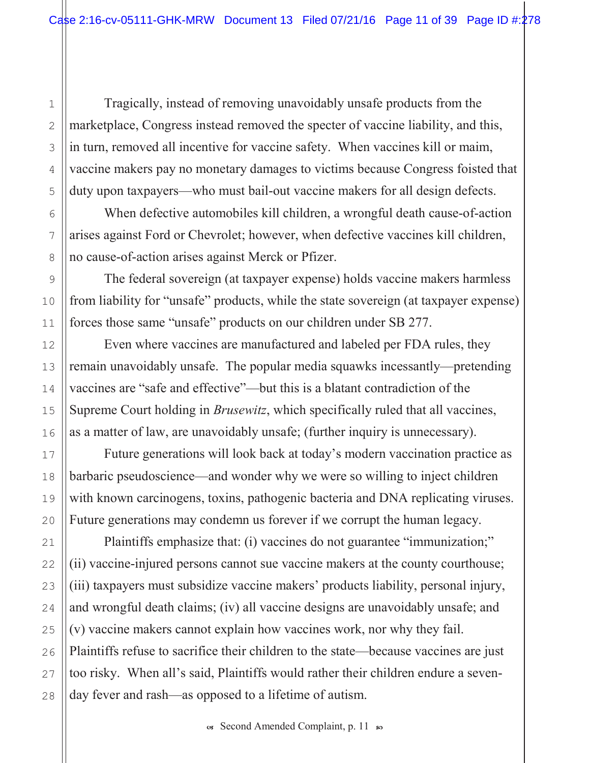Tragically, instead of removing unavoidably unsafe products from the marketplace, Congress instead removed the specter of vaccine liability, and this, in turn, removed all incentive for vaccine safety. When vaccines kill or maim, vaccine makers pay no monetary damages to victims because Congress foisted that duty upon taxpayers—who must bail-out vaccine makers for all design defects.

When defective automobiles kill children, a wrongful death cause-of-action arises against Ford or Chevrolet; however, when defective vaccines kill children, no cause-of-action arises against Merck or Pfizer.

The federal sovereign (at taxpayer expense) holds vaccine makers harmless from liability for "unsafe" products, while the state sovereign (at taxpayer expense) forces those same "unsafe" products on our children under SB 277.

Even where vaccines are manufactured and labeled per FDA rules, they remain unavoidably unsafe. The popular media squawks incessantly—pretending vaccines are "safe and effective"—but this is a blatant contradiction of the Supreme Court holding in *Brusewitz*, which specifically ruled that all vaccines, as a matter of law, are unavoidably unsafe; (further inquiry is unnecessary).

Future generations will look back at today's modern vaccination practice as barbaric pseudoscience—and wonder why we were so willing to inject children with known carcinogens, toxins, pathogenic bacteria and DNA replicating viruses. Future generations may condemn us forever if we corrupt the human legacy.

Plaintiffs emphasize that: (i) vaccines do not guarantee "immunization;" (ii) vaccine-injured persons cannot sue vaccine makers at the county courthouse; (iii) taxpayers must subsidize vaccine makers' products liability, personal injury, and wrongful death claims; (iv) all vaccine designs are unavoidably unsafe; and (v) vaccine makers cannot explain how vaccines work, nor why they fail. Plaintiffs refuse to sacrifice their children to the state—because vaccines are just too risky. When all's said, Plaintiffs would rather their children endure a seven-day fever and rash—as opposed to a lifetime of autism.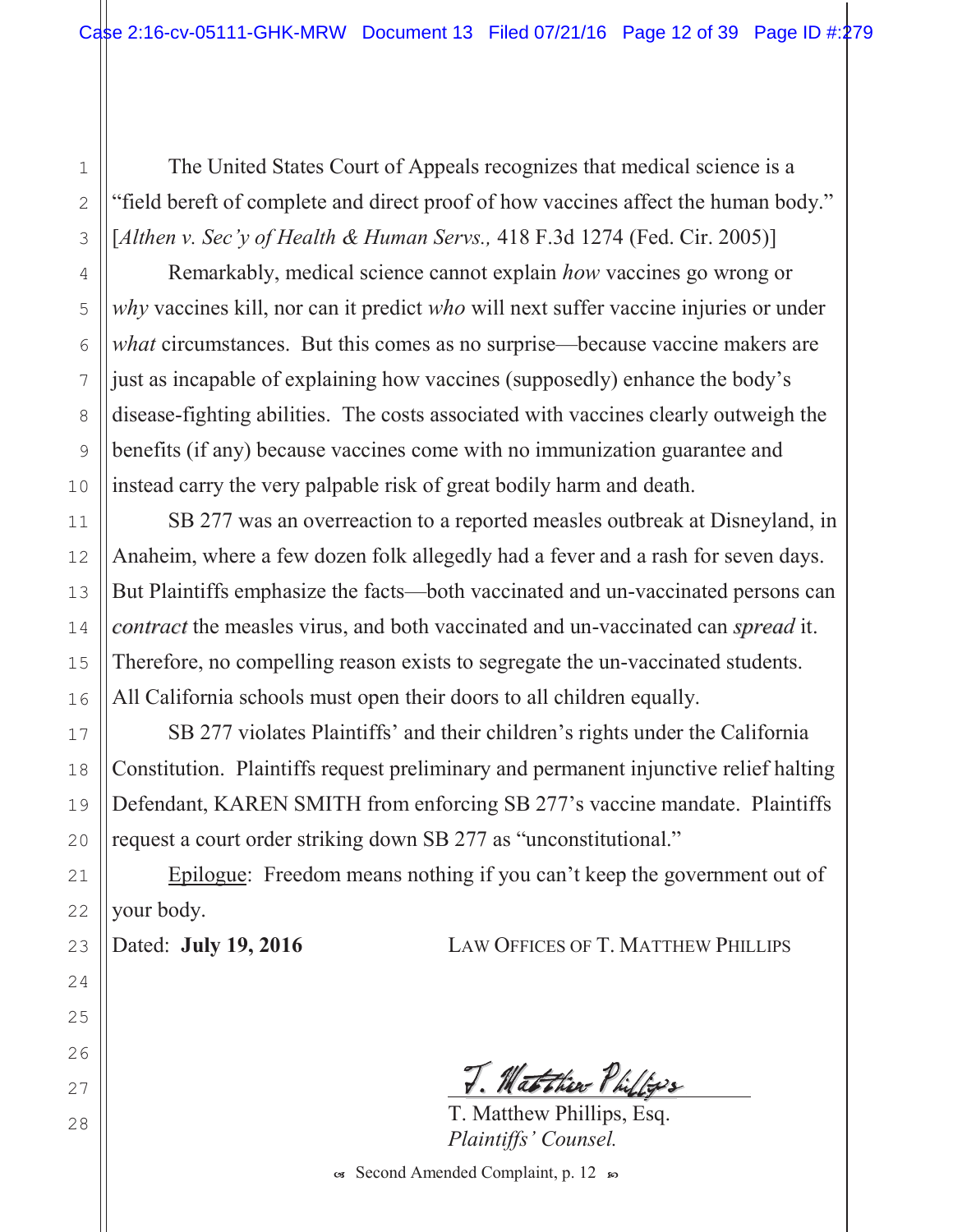The United States Court of Appeals recognizes that medical science is a "field bereft of complete and direct proof of how vaccines affect the human body." [*Althen v. Sec'y of Health & Human Servs.,* 418 F.3d 1274 (Fed. Cir. 2005)]

Remarkably, medical science cannot explain *how* vaccines go wrong or *why* vaccines kill, nor can it predict *who* will next suffer vaccine injuries or under *what* circumstances. But this comes as no surprise—because vaccine makers are just as incapable of explaining how vaccines (supposedly) enhance the body's disease-fighting abilities. The costs associated with vaccines clearly outweigh the benefits (if any) because vaccines come with no immunization guarantee and instead carry the very palpable risk of great bodily harm and death.

SB 277 was an overreaction to a reported measles outbreak at Disneyland, in Anaheim, where a few dozen folk allegedly had a fever and a rash for seven days. But Plaintiffs emphasize the facts—both vaccinated and un-vaccinated persons can *contract* the measles virus, and both vaccinated and un-vaccinated can *spread* it. Therefore, no compelling reason exists to segregate the un-vaccinated students. All California schools must open their doors to all children equally.

SB 277 violates Plaintiffs' and their children's rights under the California Constitution. Plaintiffs request preliminary and permanent injunctive relief halting Defendant, KAREN SMITH from enforcing SB 277's vaccine mandate. Plaintiffs request a court order striking down SB 277 as "unconstitutional."

Epilogue: Freedom means nothing if you can't keep the government out of your body.

Dated: **July 19, 2016** LAW OFFICES OF T. MATTHEW PHILLIPS

T. Matthew Phillips

T. Matthew Phillips, Esq.
*Plaintiffs' Counsel.*

Second Amended Complaint, p. 12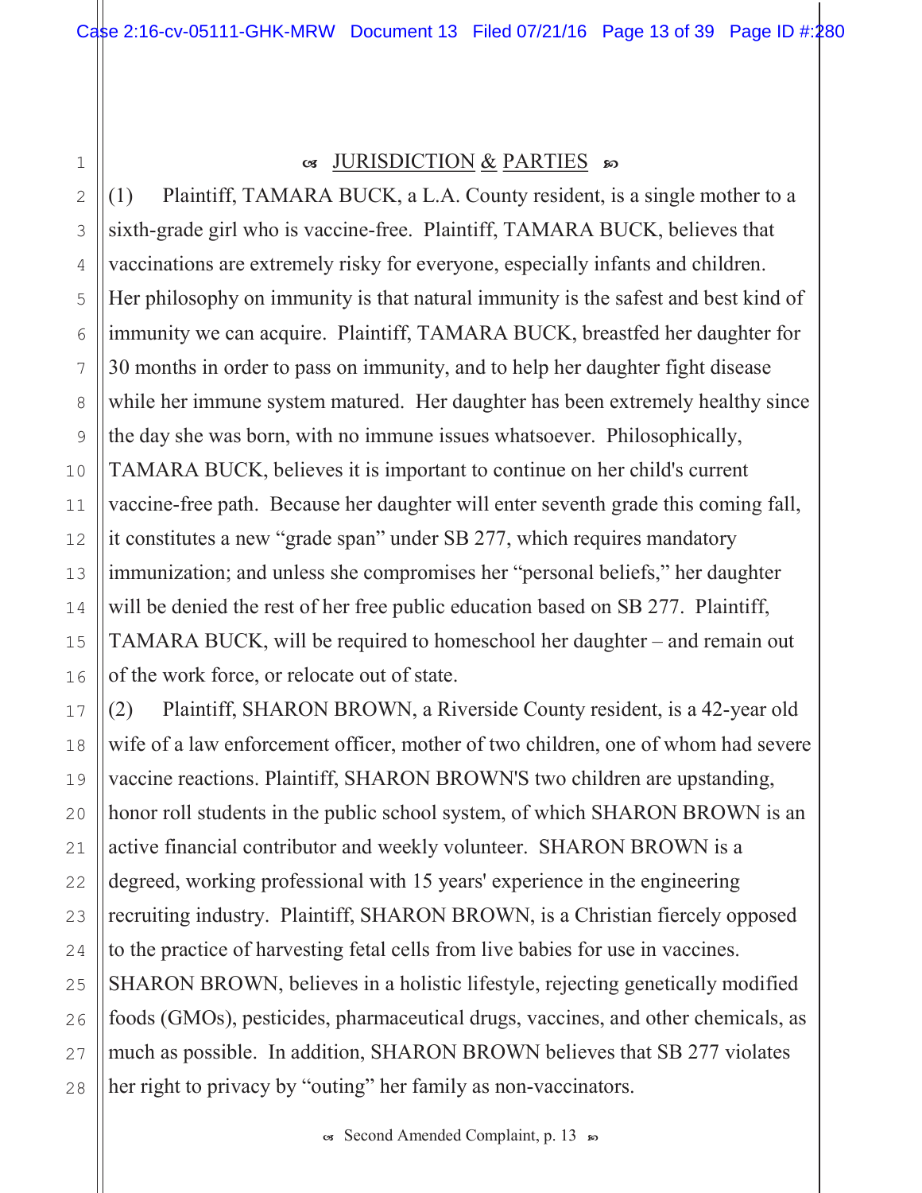## JURISDICTION & PARTIES

(1) Plaintiff, TAMARA BUCK, a L.A. County resident, is a single mother to a sixth-grade girl who is vaccine-free. Plaintiff, TAMARA BUCK, believes that vaccinations are extremely risky for everyone, especially infants and children. Her philosophy on immunity is that natural immunity is the safest and best kind of immunity we can acquire. Plaintiff, TAMARA BUCK, breastfed her daughter for 30 months in order to pass on immunity, and to help her daughter fight disease while her immune system matured. Her daughter has been extremely healthy since the day she was born, with no immune issues whatsoever. Philosophically, TAMARA BUCK, believes it is important to continue on her child's current vaccine-free path. Because her daughter will enter seventh grade this coming fall, it constitutes a new "grade span" under SB 277, which requires mandatory immunization; and unless she compromises her "personal beliefs," her daughter will be denied the rest of her free public education based on SB 277. Plaintiff, TAMARA BUCK, will be required to homeschool her daughter – and remain out of the work force, or relocate out of state.

(2) Plaintiff, SHARON BROWN, a Riverside County resident, is a 42-year old wife of a law enforcement officer, mother of two children, one of whom had severe vaccine reactions. Plaintiff, SHARON BROWN'S two children are upstanding, honor roll students in the public school system, of which SHARON BROWN is an active financial contributor and weekly volunteer. SHARON BROWN is a degreed, working professional with 15 years' experience in the engineering recruiting industry. Plaintiff, SHARON BROWN, is a Christian fiercely opposed to the practice of harvesting fetal cells from live babies for use in vaccines. SHARON BROWN, believes in a holistic lifestyle, rejecting genetically modified foods (GMOs), pesticides, pharmaceutical drugs, vaccines, and other chemicals, as much as possible. In addition, SHARON BROWN believes that SB 277 violates her right to privacy by "outing" her family as non-vaccinators.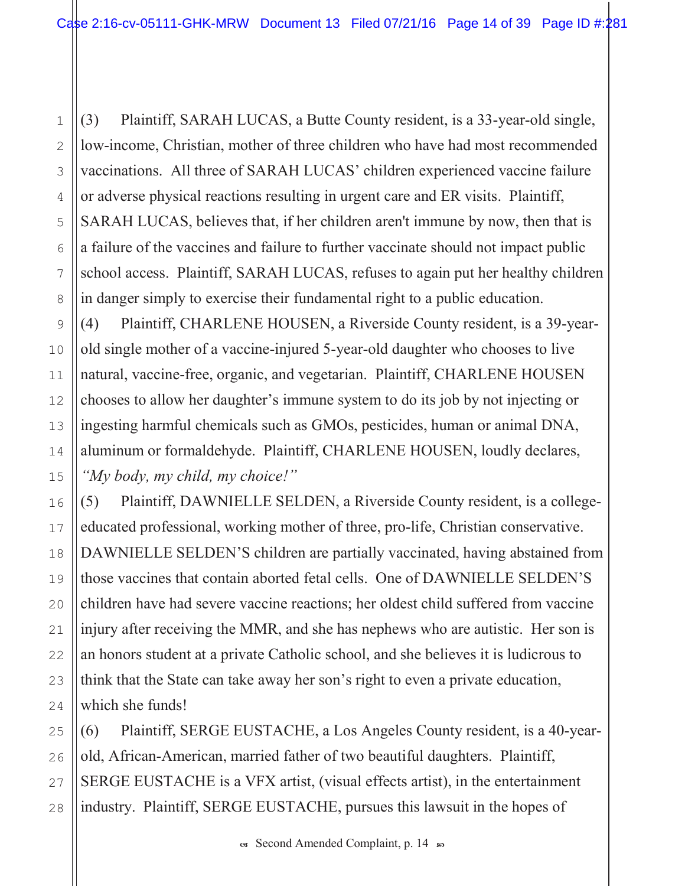(3) Plaintiff, SARAH LUCAS, a Butte County resident, is a 33-year-old single, low-income, Christian, mother of three children who have had most recommended vaccinations. All three of SARAH LUCAS' children experienced vaccine failure or adverse physical reactions resulting in urgent care and ER visits. Plaintiff, SARAH LUCAS, believes that, if her children aren't immune by now, then that is a failure of the vaccines and failure to further vaccinate should not impact public school access. Plaintiff, SARAH LUCAS, refuses to again put her healthy children in danger simply to exercise their fundamental right to a public education.

(4) Plaintiff, CHARLENE HOUSEN, a Riverside County resident, is a 39-year-old single mother of a vaccine-injured 5-year-old daughter who chooses to live natural, vaccine-free, organic, and vegetarian. Plaintiff, CHARLENE HOUSEN chooses to allow her daughter's immune system to do its job by not injecting or ingesting harmful chemicals such as GMOs, pesticides, human or animal DNA, aluminum or formaldehyde. Plaintiff, CHARLENE HOUSEN, loudly declares, *"My body, my child, my choice!"*

(5) Plaintiff, DAWNIELLE SELDEN, a Riverside County resident, is a college-educated professional, working mother of three, pro-life, Christian conservative. DAWNIELLE SELDEN'S children are partially vaccinated, having abstained from those vaccines that contain aborted fetal cells. One of DAWNIELLE SELDEN'S children have had severe vaccine reactions; her oldest child suffered from vaccine injury after receiving the MMR, and she has nephews who are autistic. Her son is an honors student at a private Catholic school, and she believes it is ludicrous to think that the State can take away her son's right to even a private education, which she funds!

(6) Plaintiff, SERGE EUSTACHE, a Los Angeles County resident, is a 40-year-old, African-American, married father of two beautiful daughters. Plaintiff, SERGE EUSTACHE is a VFX artist, (visual effects artist), in the entertainment industry. Plaintiff, SERGE EUSTACHE, pursues this lawsuit in the hopes of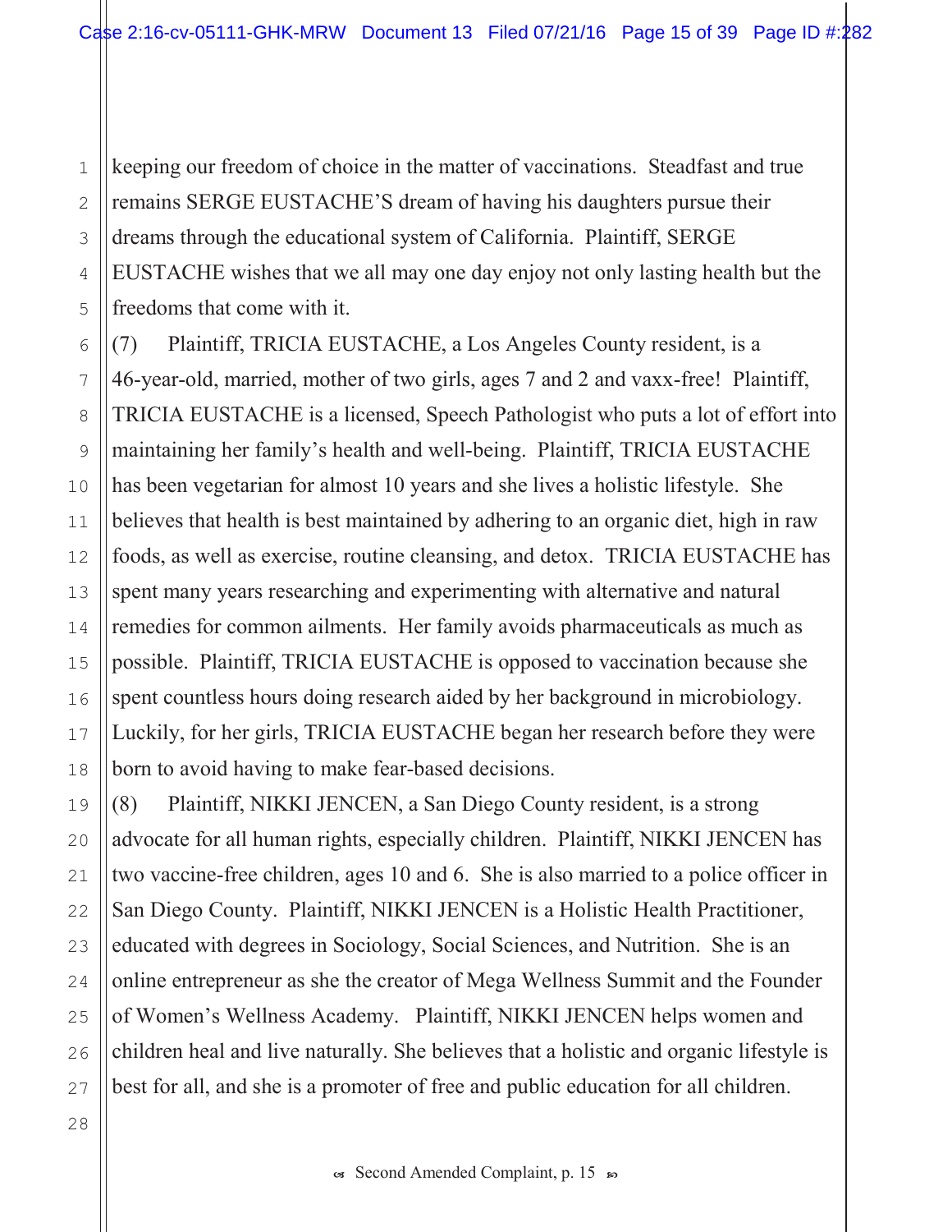keeping our freedom of choice in the matter of vaccinations. Steadfast and true remains SERGE EUSTACHE'S dream of having his daughters pursue their dreams through the educational system of California. Plaintiff, SERGE EUSTACHE wishes that we all may one day enjoy not only lasting health but the freedoms that come with it.

(7) Plaintiff, TRICIA EUSTACHE, a Los Angeles County resident, is a 46-year-old, married, mother of two girls, ages 7 and 2 and vaxx-free! Plaintiff, TRICIA EUSTACHE is a licensed, Speech Pathologist who puts a lot of effort into maintaining her family's health and well-being. Plaintiff, TRICIA EUSTACHE has been vegetarian for almost 10 years and she lives a holistic lifestyle. She believes that health is best maintained by adhering to an organic diet, high in raw foods, as well as exercise, routine cleansing, and detox. TRICIA EUSTACHE has spent many years researching and experimenting with alternative and natural remedies for common ailments. Her family avoids pharmaceuticals as much as possible. Plaintiff, TRICIA EUSTACHE is opposed to vaccination because she spent countless hours doing research aided by her background in microbiology. Luckily, for her girls, TRICIA EUSTACHE began her research before they were born to avoid having to make fear-based decisions.

(8) Plaintiff, NIKKI JENCEN, a San Diego County resident, is a strong advocate for all human rights, especially children. Plaintiff, NIKKI JENCEN has two vaccine-free children, ages 10 and 6. She is also married to a police officer in San Diego County. Plaintiff, NIKKI JENCEN is a Holistic Health Practitioner, educated with degrees in Sociology, Social Sciences, and Nutrition. She is an online entrepreneur as she the creator of Mega Wellness Summit and the Founder of Women's Wellness Academy. Plaintiff, NIKKI JENCEN helps women and children heal and live naturally. She believes that a holistic and organic lifestyle is best for all, and she is a promoter of free and public education for all children.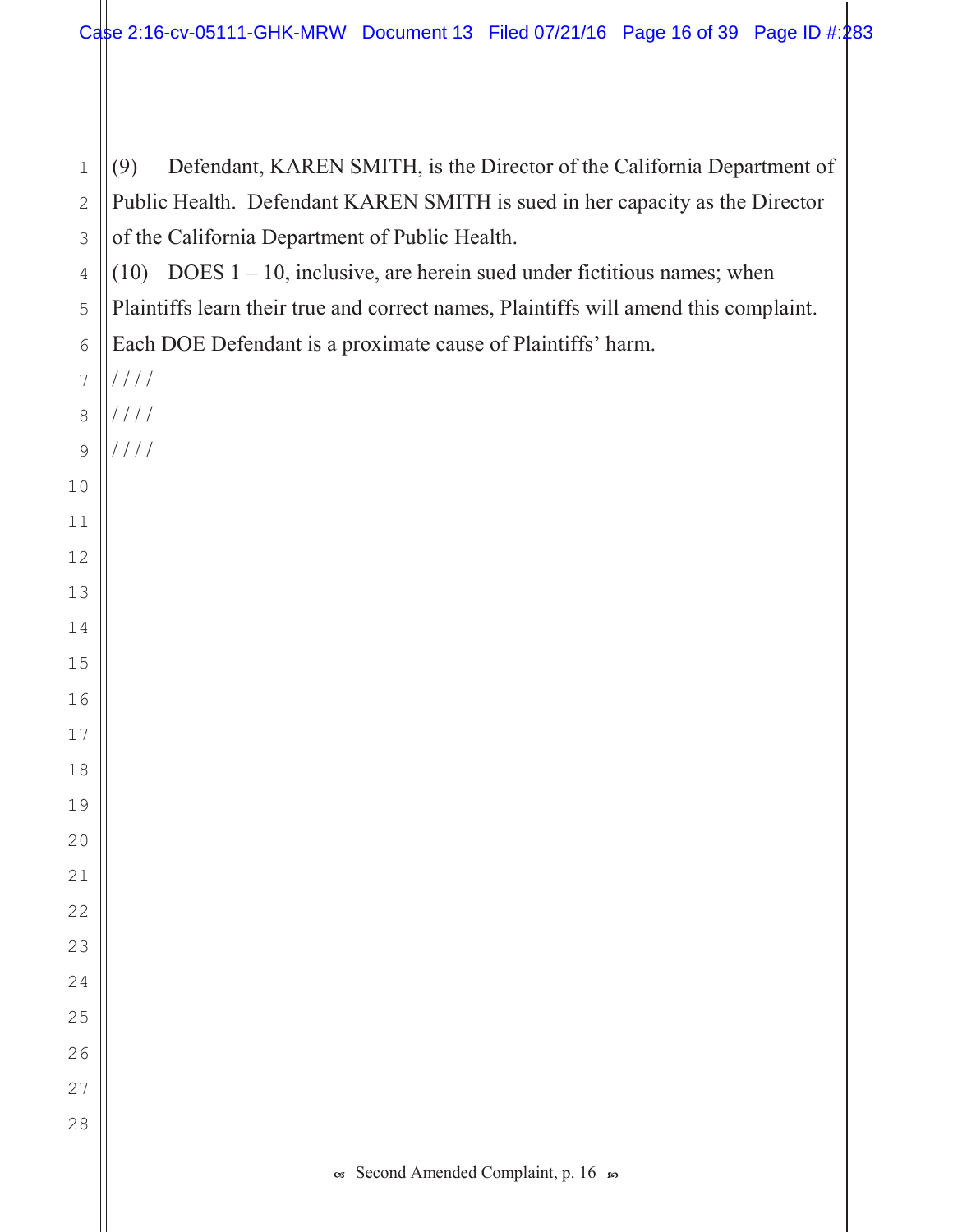(9) Defendant, KAREN SMITH, is the Director of the California Department of Public Health. Defendant KAREN SMITH is sued in her capacity as the Director of the California Department of Public Health.

(10) DOES 1 – 10, inclusive, are herein sued under fictitious names; when Plaintiffs learn their true and correct names, Plaintiffs will amend this complaint. Each DOE Defendant is a proximate cause of Plaintiffs' harm.

////

////

////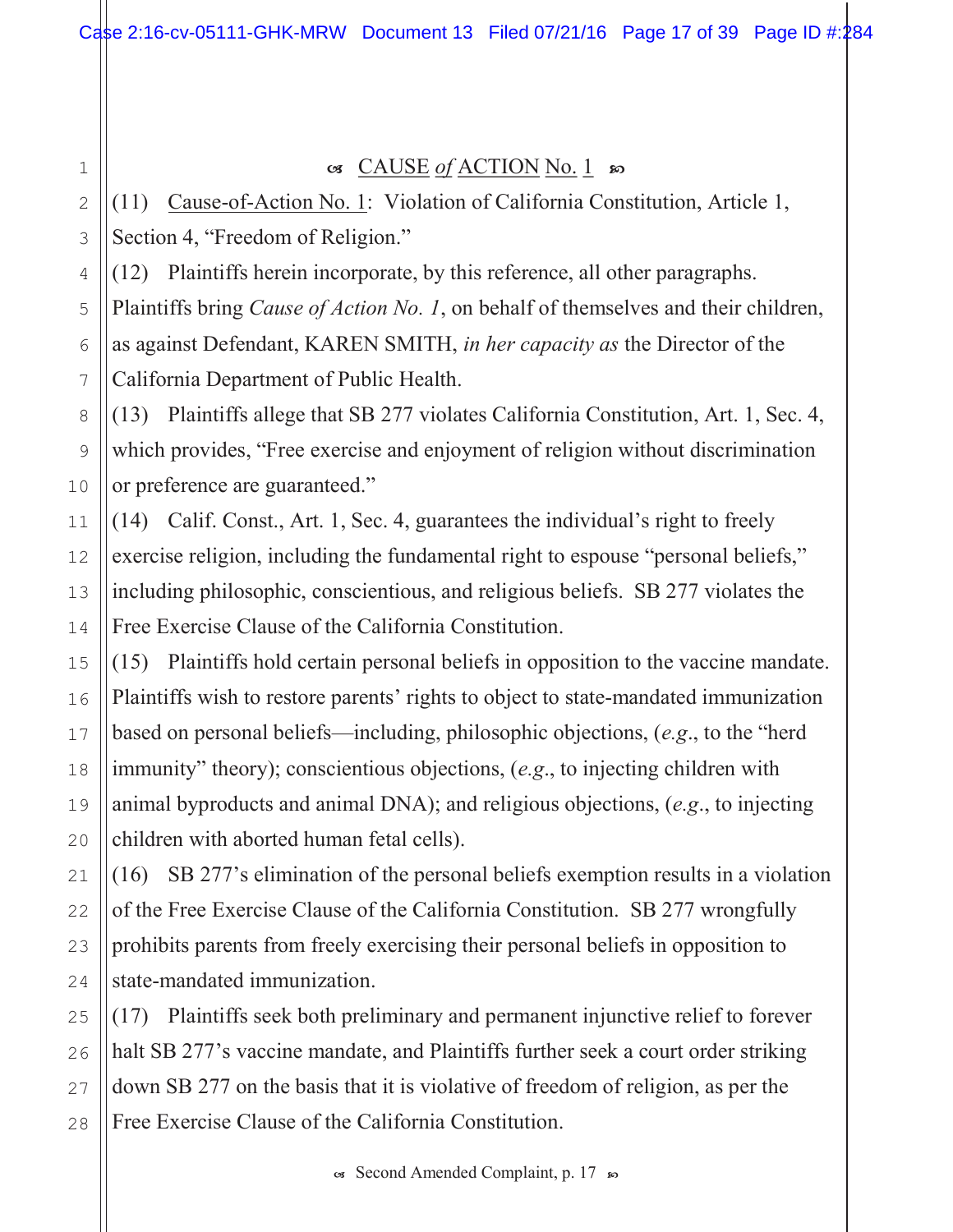## ☙ CAUSE *of* ACTION No. 1 ❧

(11) Cause-of-Action No. 1: Violation of California Constitution, Article 1, Section 4, "Freedom of Religion."

(12) Plaintiffs herein incorporate, by this reference, all other paragraphs. Plaintiffs bring *Cause of Action No. 1*, on behalf of themselves and their children, as against Defendant, KAREN SMITH, *in her capacity as* the Director of the California Department of Public Health.

(13) Plaintiffs allege that SB 277 violates California Constitution, Art. 1, Sec. 4, which provides, "Free exercise and enjoyment of religion without discrimination or preference are guaranteed."

(14) Calif. Const., Art. 1, Sec. 4, guarantees the individual's right to freely exercise religion, including the fundamental right to espouse "personal beliefs," including philosophic, conscientious, and religious beliefs. SB 277 violates the Free Exercise Clause of the California Constitution.

(15) Plaintiffs hold certain personal beliefs in opposition to the vaccine mandate. Plaintiffs wish to restore parents' rights to object to state-mandated immunization based on personal beliefs—including, philosophic objections, (*e.g*., to the "herd immunity" theory); conscientious objections, (*e.g*., to injecting children with animal byproducts and animal DNA); and religious objections, (*e.g*., to injecting children with aborted human fetal cells).

(16) SB 277's elimination of the personal beliefs exemption results in a violation of the Free Exercise Clause of the California Constitution. SB 277 wrongfully prohibits parents from freely exercising their personal beliefs in opposition to state-mandated immunization.

(17) Plaintiffs seek both preliminary and permanent injunctive relief to forever halt SB 277's vaccine mandate, and Plaintiffs further seek a court order striking down SB 277 on the basis that it is violative of freedom of religion, as per the Free Exercise Clause of the California Constitution.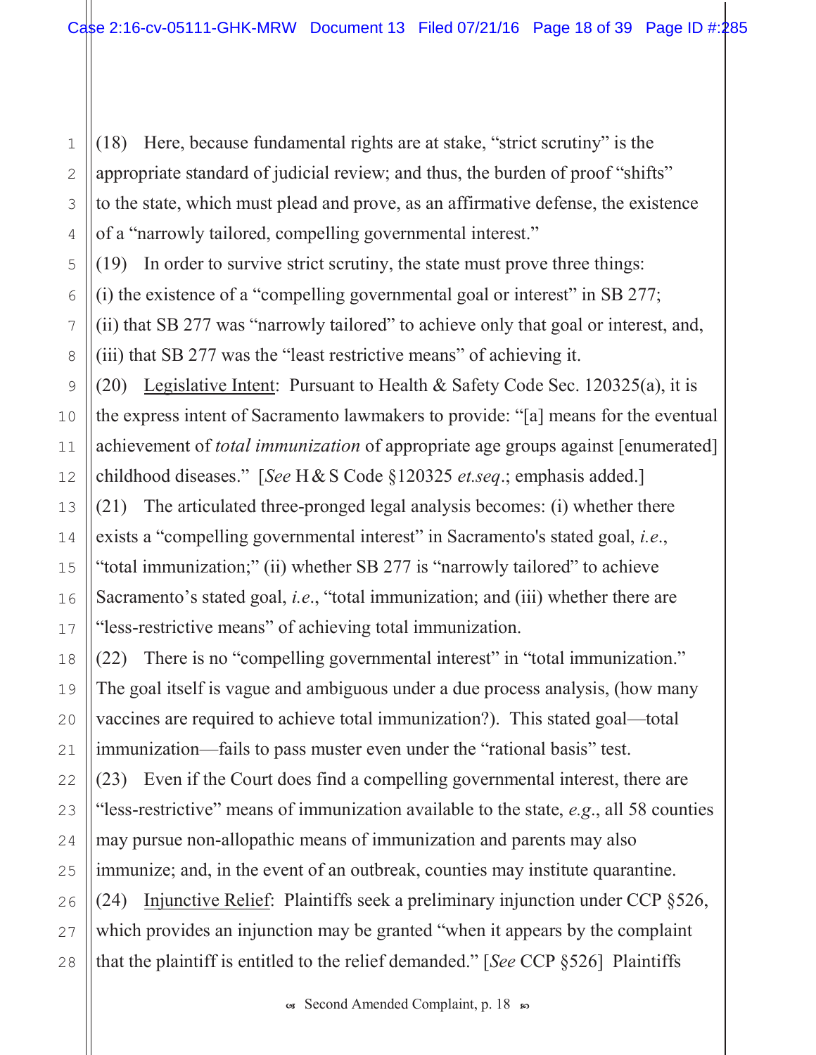(18) Here, because fundamental rights are at stake, "strict scrutiny" is the appropriate standard of judicial review; and thus, the burden of proof "shifts" to the state, which must plead and prove, as an affirmative defense, the existence of a "narrowly tailored, compelling governmental interest."

(19) In order to survive strict scrutiny, the state must prove three things: (i) the existence of a "compelling governmental goal or interest" in SB 277; (ii) that SB 277 was "narrowly tailored" to achieve only that goal or interest, and, (iii) that SB 277 was the "least restrictive means" of achieving it.

(20) <u>Legislative Intent</u>: Pursuant to Health & Safety Code Sec. 120325(a), it is the express intent of Sacramento lawmakers to provide: "[a] means for the eventual achievement of *total immunization* of appropriate age groups against [enumerated] childhood diseases." [*See* H & S Code §120325 *et.seq*.; emphasis added.]

(21) The articulated three-pronged legal analysis becomes: (i) whether there exists a "compelling governmental interest" in Sacramento's stated goal, *i.e*., "total immunization;" (ii) whether SB 277 is "narrowly tailored" to achieve Sacramento's stated goal, *i.e*., "total immunization; and (iii) whether there are "less-restrictive means" of achieving total immunization.

(22) There is no "compelling governmental interest" in "total immunization." The goal itself is vague and ambiguous under a due process analysis, (how many vaccines are required to achieve total immunization?). This stated goal—total immunization—fails to pass muster even under the "rational basis" test.

(23) Even if the Court does find a compelling governmental interest, there are "less-restrictive" means of immunization available to the state, *e.g*., all 58 counties may pursue non-allopathic means of immunization and parents may also immunize; and, in the event of an outbreak, counties may institute quarantine.

(24) <u>Injunctive Relief</u>: Plaintiffs seek a preliminary injunction under CCP §526, which provides an injunction may be granted "when it appears by the complaint that the plaintiff is entitled to the relief demanded." [*See* CCP §526] Plaintiffs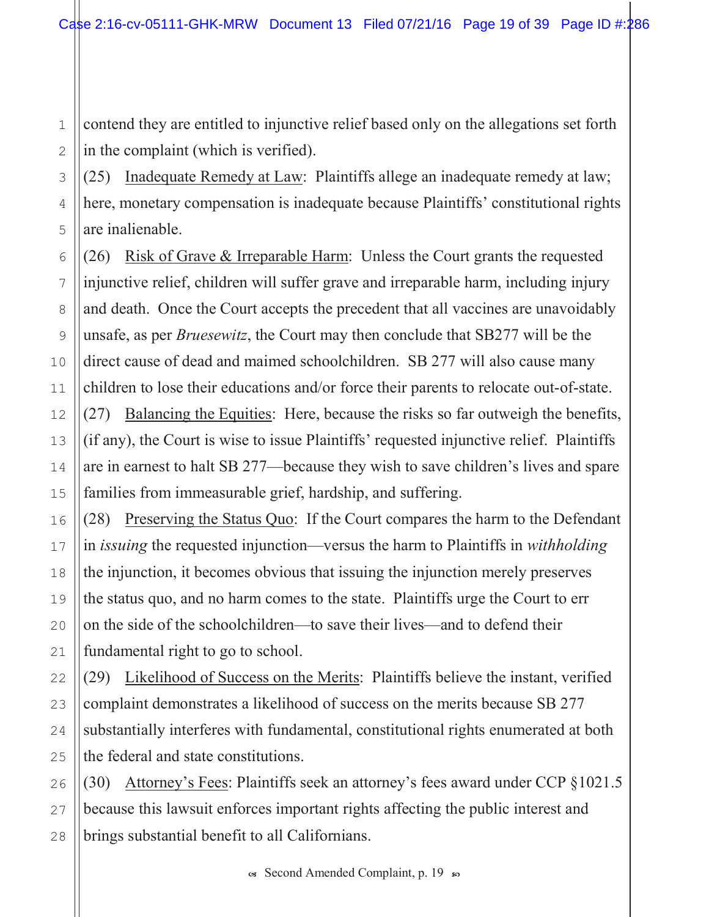contend they are entitled to injunctive relief based only on the allegations set forth in the complaint (which is verified).

(25) Inadequate Remedy at Law: Plaintiffs allege an inadequate remedy at law; here, monetary compensation is inadequate because Plaintiffs' constitutional rights are inalienable.

(26) Risk of Grave & Irreparable Harm: Unless the Court grants the requested injunctive relief, children will suffer grave and irreparable harm, including injury and death. Once the Court accepts the precedent that all vaccines are unavoidably unsafe, as per *Bruesewitz*, the Court may then conclude that SB277 will be the direct cause of dead and maimed schoolchildren. SB 277 will also cause many children to lose their educations and/or force their parents to relocate out-of-state.

(27) Balancing the Equities: Here, because the risks so far outweigh the benefits, (if any), the Court is wise to issue Plaintiffs' requested injunctive relief. Plaintiffs are in earnest to halt SB 277—because they wish to save children's lives and spare families from immeasurable grief, hardship, and suffering.

(28) Preserving the Status Quo: If the Court compares the harm to the Defendant in *issuing* the requested injunction—versus the harm to Plaintiffs in *withholding* the injunction, it becomes obvious that issuing the injunction merely preserves the status quo, and no harm comes to the state. Plaintiffs urge the Court to err on the side of the schoolchildren—to save their lives—and to defend their fundamental right to go to school.

(29) Likelihood of Success on the Merits: Plaintiffs believe the instant, verified complaint demonstrates a likelihood of success on the merits because SB 277 substantially interferes with fundamental, constitutional rights enumerated at both the federal and state constitutions.

(30) Attorney's Fees: Plaintiffs seek an attorney's fees award under CCP §1021.5 because this lawsuit enforces important rights affecting the public interest and brings substantial benefit to all Californians.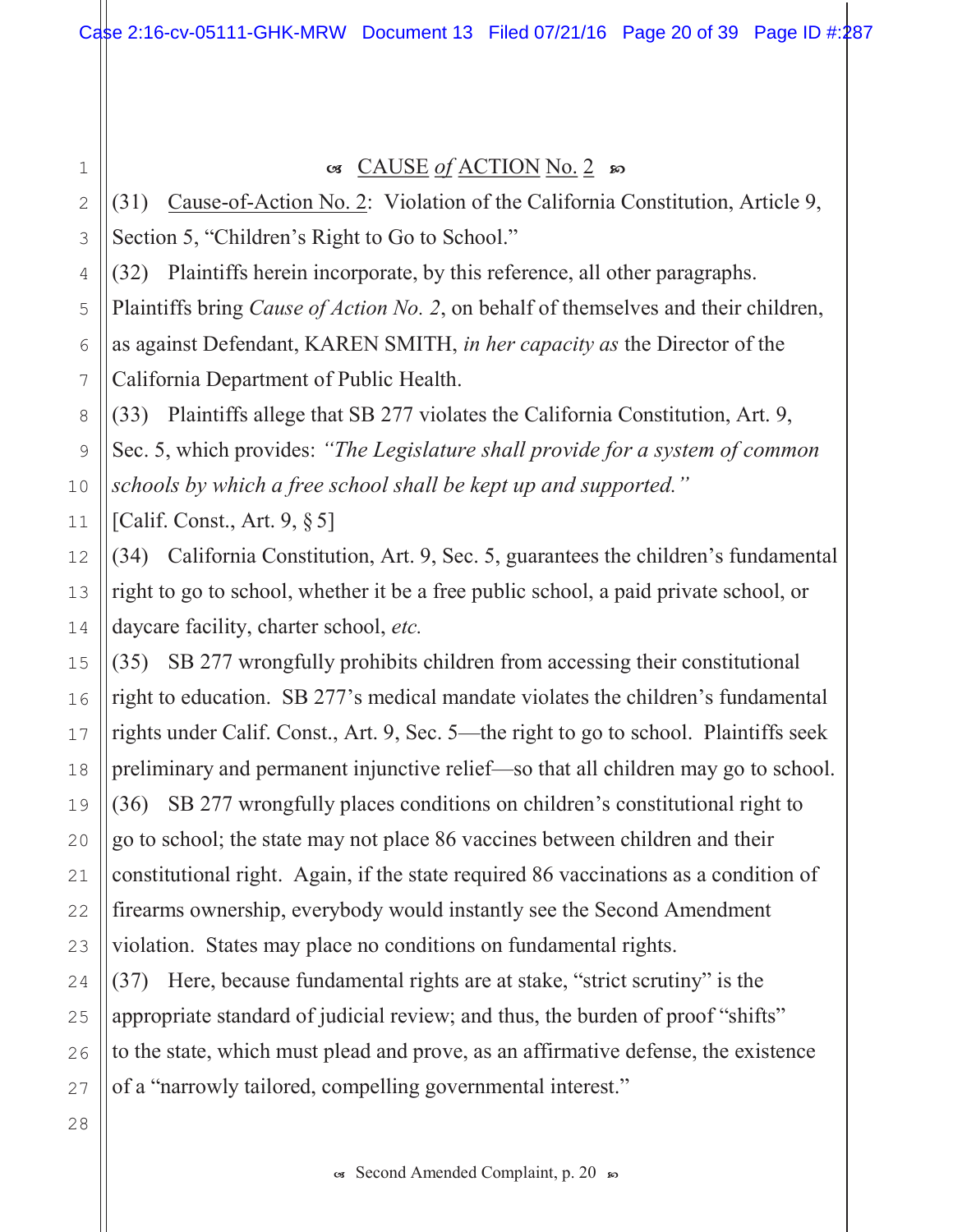## ☙ CAUSE *of* ACTION No. 2 ❧

(31) Cause-of-Action No. 2: Violation of the California Constitution, Article 9, Section 5, "Children's Right to Go to School."

(32) Plaintiffs herein incorporate, by this reference, all other paragraphs. Plaintiffs bring *Cause of Action No. 2*, on behalf of themselves and their children, as against Defendant, KAREN SMITH, *in her capacity as* the Director of the California Department of Public Health.

(33) Plaintiffs allege that SB 277 violates the California Constitution, Art. 9, Sec. 5, which provides: *"The Legislature shall provide for a system of common schools by which a free school shall be kept up and supported."* [Calif. Const., Art. 9, § 5]

(34) California Constitution, Art. 9, Sec. 5, guarantees the children's fundamental right to go to school, whether it be a free public school, a paid private school, or daycare facility, charter school, *etc.*

(35) SB 277 wrongfully prohibits children from accessing their constitutional right to education. SB 277's medical mandate violates the children's fundamental rights under Calif. Const., Art. 9, Sec. 5—the right to go to school. Plaintiffs seek preliminary and permanent injunctive relief—so that all children may go to school.

(36) SB 277 wrongfully places conditions on children's constitutional right to go to school; the state may not place 86 vaccines between children and their constitutional right. Again, if the state required 86 vaccinations as a condition of firearms ownership, everybody would instantly see the Second Amendment violation. States may place no conditions on fundamental rights.

(37) Here, because fundamental rights are at stake, "strict scrutiny" is the appropriate standard of judicial review; and thus, the burden of proof "shifts" to the state, which must plead and prove, as an affirmative defense, the existence of a "narrowly tailored, compelling governmental interest."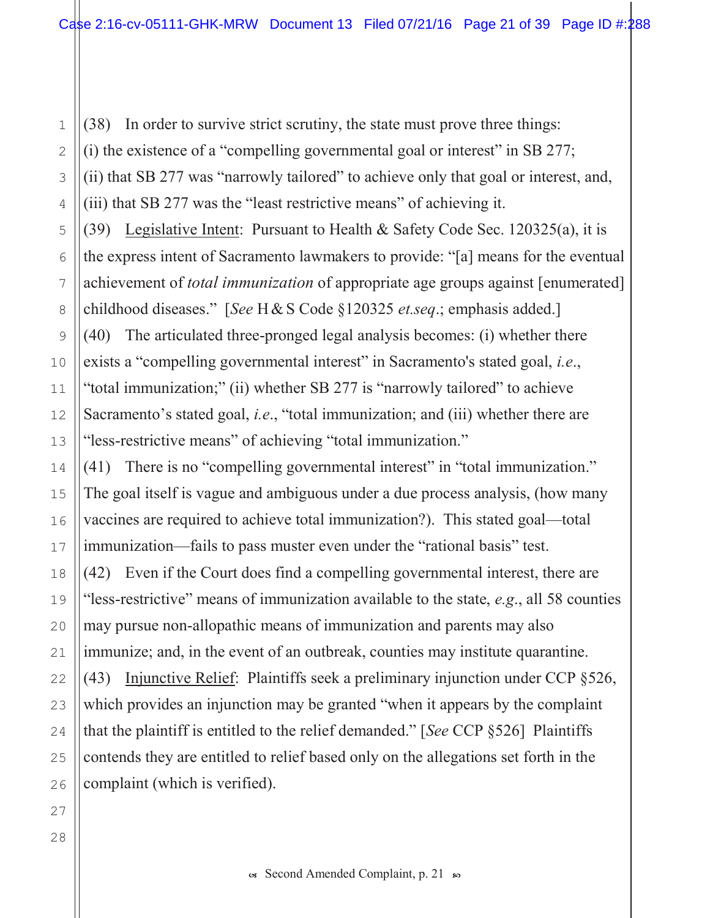(38) In order to survive strict scrutiny, the state must prove three things:
(i) the existence of a "compelling governmental goal or interest" in SB 277;
(ii) that SB 277 was "narrowly tailored" to achieve only that goal or interest, and,
(iii) that SB 277 was the "least restrictive means" of achieving it.

(39) Legislative Intent: Pursuant to Health & Safety Code Sec. 120325(a), it is the express intent of Sacramento lawmakers to provide: "[a] means for the eventual achievement of *total immunization* of appropriate age groups against [enumerated] childhood diseases." [*See* H & S Code §120325 *et.seq*.; emphasis added.]

(40) The articulated three-pronged legal analysis becomes: (i) whether there exists a "compelling governmental interest" in Sacramento's stated goal, *i.e*., "total immunization;" (ii) whether SB 277 is "narrowly tailored" to achieve Sacramento's stated goal, *i.e*., "total immunization; and (iii) whether there are "less-restrictive means" of achieving "total immunization."

(41) There is no "compelling governmental interest" in "total immunization." The goal itself is vague and ambiguous under a due process analysis, (how many vaccines are required to achieve total immunization?). This stated goal—total immunization—fails to pass muster even under the "rational basis" test.

(42) Even if the Court does find a compelling governmental interest, there are "less-restrictive" means of immunization available to the state, *e.g*., all 58 counties may pursue non-allopathic means of immunization and parents may also immunize; and, in the event of an outbreak, counties may institute quarantine.

(43) Injunctive Relief: Plaintiffs seek a preliminary injunction under CCP §526, which provides an injunction may be granted "when it appears by the complaint that the plaintiff is entitled to the relief demanded." [*See* CCP §526] Plaintiffs contends they are entitled to relief based only on the allegations set forth in the complaint (which is verified).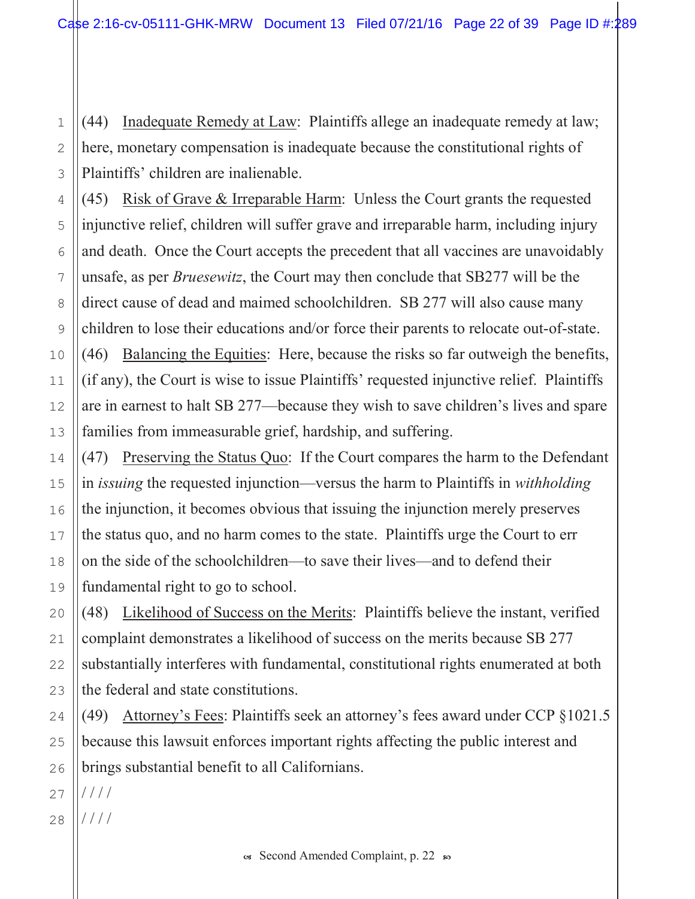(44) Inadequate Remedy at Law: Plaintiffs allege an inadequate remedy at law; here, monetary compensation is inadequate because the constitutional rights of Plaintiffs' children are inalienable.

(45) Risk of Grave & Irreparable Harm: Unless the Court grants the requested injunctive relief, children will suffer grave and irreparable harm, including injury and death. Once the Court accepts the precedent that all vaccines are unavoidably unsafe, as per *Bruesewitz*, the Court may then conclude that SB277 will be the direct cause of dead and maimed schoolchildren. SB 277 will also cause many children to lose their educations and/or force their parents to relocate out-of-state.

(46) Balancing the Equities: Here, because the risks so far outweigh the benefits, (if any), the Court is wise to issue Plaintiffs' requested injunctive relief. Plaintiffs are in earnest to halt SB 277—because they wish to save children's lives and spare families from immeasurable grief, hardship, and suffering.

(47) Preserving the Status Quo: If the Court compares the harm to the Defendant in *issuing* the requested injunction—versus the harm to Plaintiffs in *withholding* the injunction, it becomes obvious that issuing the injunction merely preserves the status quo, and no harm comes to the state. Plaintiffs urge the Court to err on the side of the schoolchildren—to save their lives—and to defend their fundamental right to go to school.

(48) Likelihood of Success on the Merits: Plaintiffs believe the instant, verified complaint demonstrates a likelihood of success on the merits because SB 277 substantially interferes with fundamental, constitutional rights enumerated at both the federal and state constitutions.

(49) Attorney's Fees: Plaintiffs seek an attorney's fees award under CCP §1021.5 because this lawsuit enforces important rights affecting the public interest and brings substantial benefit to all Californians.

////

////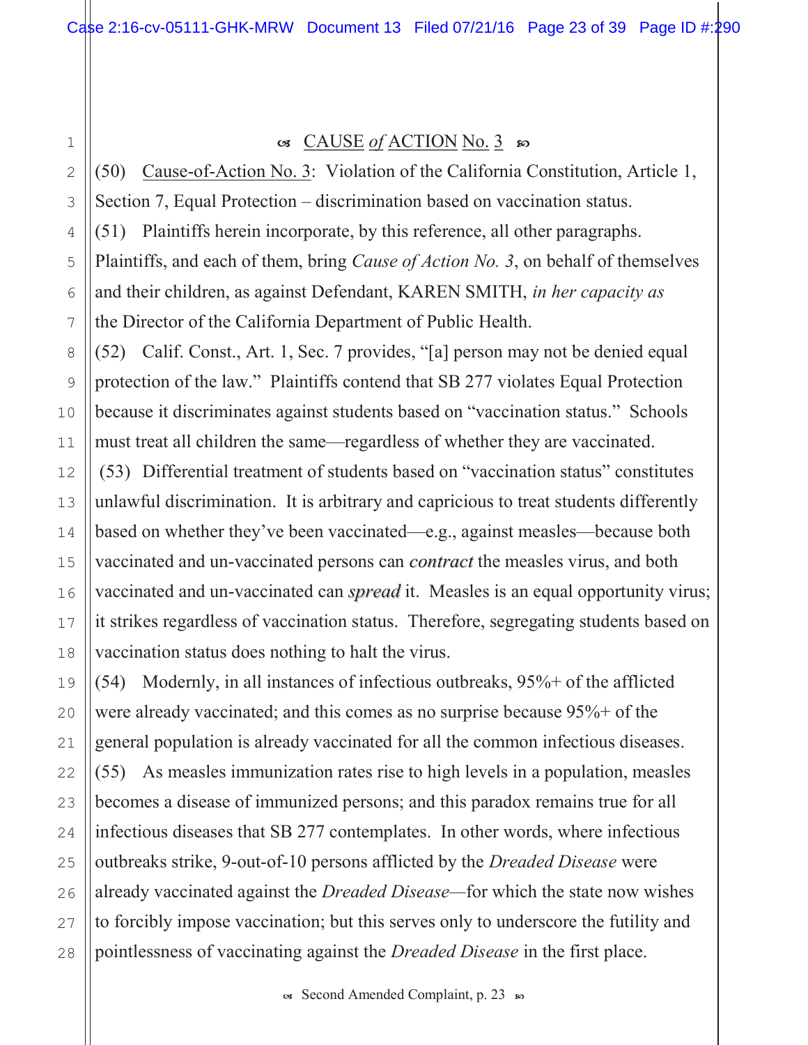## ☙ CAUSE *of* ACTION No. 3 ❧

(50) Cause-of-Action No. 3: Violation of the California Constitution, Article 1, Section 7, Equal Protection – discrimination based on vaccination status.

(51) Plaintiffs herein incorporate, by this reference, all other paragraphs. Plaintiffs, and each of them, bring *Cause of Action No. 3*, on behalf of themselves and their children, as against Defendant, KAREN SMITH, *in her capacity as* the Director of the California Department of Public Health.

(52) Calif. Const., Art. 1, Sec. 7 provides, "[a] person may not be denied equal protection of the law." Plaintiffs contend that SB 277 violates Equal Protection because it discriminates against students based on "vaccination status." Schools must treat all children the same—regardless of whether they are vaccinated.

(53) Differential treatment of students based on "vaccination status" constitutes unlawful discrimination. It is arbitrary and capricious to treat students differently based on whether they've been vaccinated—e.g., against measles—because both vaccinated and un-vaccinated persons can ***contract*** the measles virus, and both vaccinated and un-vaccinated can ***spread*** it. Measles is an equal opportunity virus; it strikes regardless of vaccination status. Therefore, segregating students based on vaccination status does nothing to halt the virus.

(54) Modernly, in all instances of infectious outbreaks, 95%+ of the afflicted were already vaccinated; and this comes as no surprise because 95%+ of the general population is already vaccinated for all the common infectious diseases.

(55) As measles immunization rates rise to high levels in a population, measles becomes a disease of immunized persons; and this paradox remains true for all infectious diseases that SB 277 contemplates. In other words, where infectious outbreaks strike, 9-out-of-10 persons afflicted by the *Dreaded Disease* were already vaccinated against the *Dreaded Disease*—for which the state now wishes to forcibly impose vaccination; but this serves only to underscore the futility and pointlessness of vaccinating against the *Dreaded Disease* in the first place.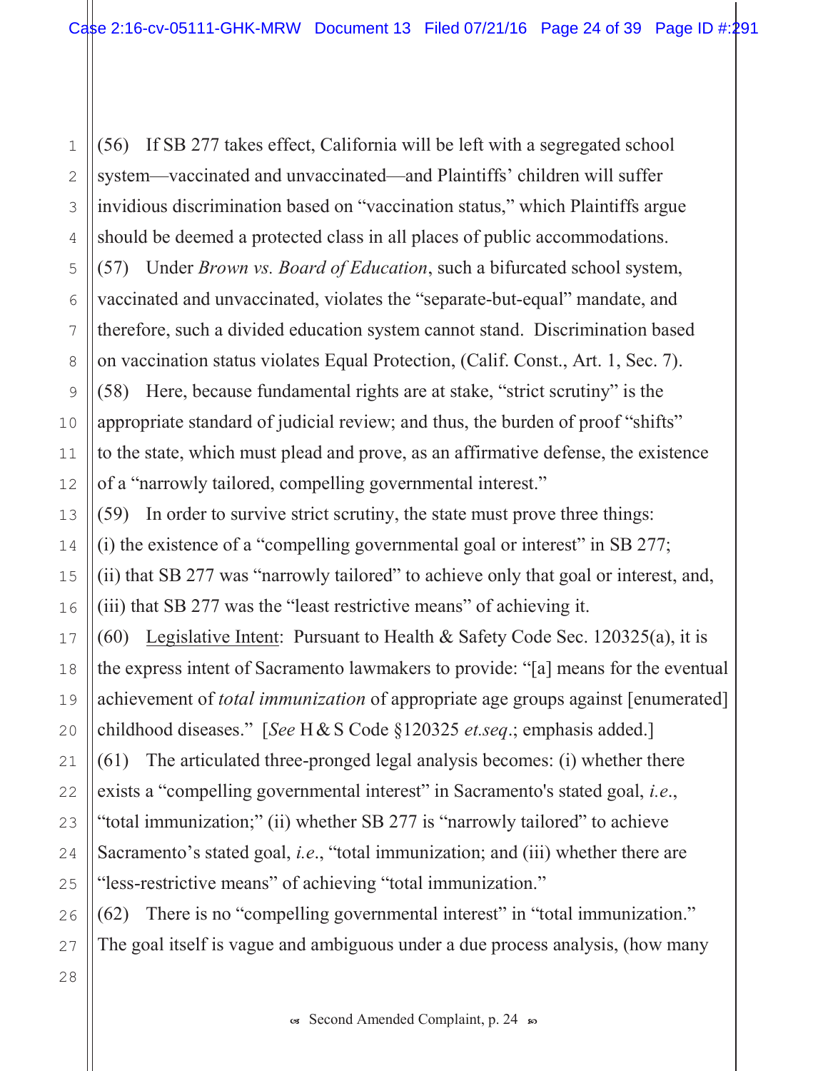(56) If SB 277 takes effect, California will be left with a segregated school system—vaccinated and unvaccinated—and Plaintiffs' children will suffer invidious discrimination based on "vaccination status," which Plaintiffs argue should be deemed a protected class in all places of public accommodations.

(57) Under *Brown vs. Board of Education*, such a bifurcated school system, vaccinated and unvaccinated, violates the "separate-but-equal" mandate, and therefore, such a divided education system cannot stand. Discrimination based on vaccination status violates Equal Protection, (Calif. Const., Art. 1, Sec. 7).

(58) Here, because fundamental rights are at stake, "strict scrutiny" is the appropriate standard of judicial review; and thus, the burden of proof "shifts" to the state, which must plead and prove, as an affirmative defense, the existence of a "narrowly tailored, compelling governmental interest."

(59) In order to survive strict scrutiny, the state must prove three things: (i) the existence of a "compelling governmental goal or interest" in SB 277; (ii) that SB 277 was "narrowly tailored" to achieve only that goal or interest, and, (iii) that SB 277 was the "least restrictive means" of achieving it.

(60) <u>Legislative Intent</u>: Pursuant to Health & Safety Code Sec. 120325(a), it is the express intent of Sacramento lawmakers to provide: "[a] means for the eventual achievement of *total immunization* of appropriate age groups against [enumerated] childhood diseases." [*See* H & S Code §120325 *et.seq*.; emphasis added.]

(61) The articulated three-pronged legal analysis becomes: (i) whether there exists a "compelling governmental interest" in Sacramento's stated goal, *i.e*., "total immunization;" (ii) whether SB 277 is "narrowly tailored" to achieve Sacramento's stated goal, *i.e*., "total immunization; and (iii) whether there are "less-restrictive means" of achieving "total immunization."

(62) There is no "compelling governmental interest" in "total immunization." The goal itself is vague and ambiguous under a due process analysis, (how many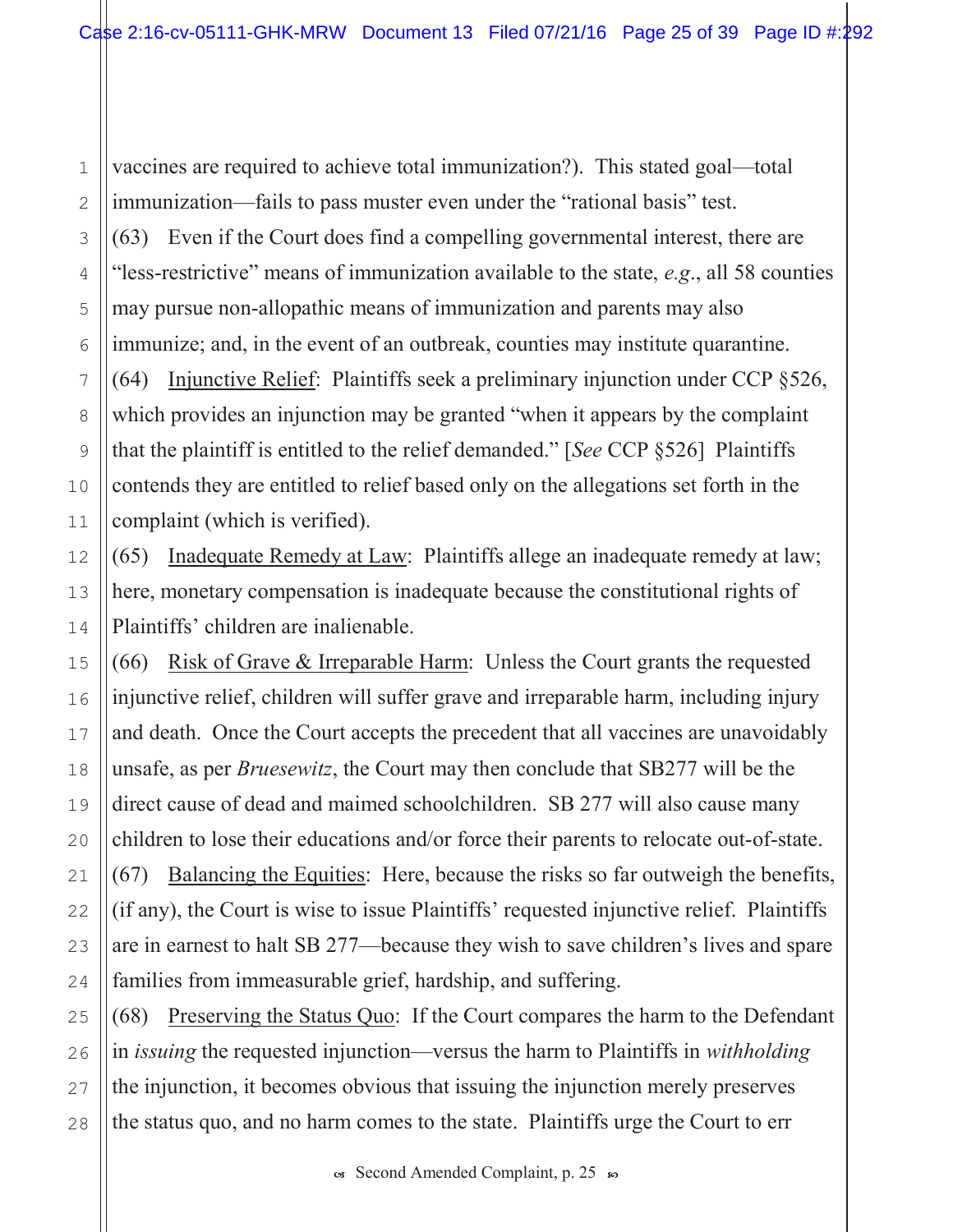vaccines are required to achieve total immunization?). This stated goal—total immunization—fails to pass muster even under the "rational basis" test.

(63) Even if the Court does find a compelling governmental interest, there are "less-restrictive" means of immunization available to the state, *e.g.*, all 58 counties may pursue non-allopathic means of immunization and parents may also immunize; and, in the event of an outbreak, counties may institute quarantine.

(64) <u>Injunctive Relief</u>: Plaintiffs seek a preliminary injunction under CCP §526, which provides an injunction may be granted "when it appears by the complaint that the plaintiff is entitled to the relief demanded." [*See* CCP §526] Plaintiffs contends they are entitled to relief based only on the allegations set forth in the complaint (which is verified).

(65) <u>Inadequate Remedy at Law</u>: Plaintiffs allege an inadequate remedy at law; here, monetary compensation is inadequate because the constitutional rights of Plaintiffs' children are inalienable.

(66) <u>Risk of Grave & Irreparable Harm</u>: Unless the Court grants the requested injunctive relief, children will suffer grave and irreparable harm, including injury and death. Once the Court accepts the precedent that all vaccines are unavoidably unsafe, as per *Bruesewitz*, the Court may then conclude that SB277 will be the direct cause of dead and maimed schoolchildren. SB 277 will also cause many children to lose their educations and/or force their parents to relocate out-of-state.

(67) <u>Balancing the Equities</u>: Here, because the risks so far outweigh the benefits, (if any), the Court is wise to issue Plaintiffs' requested injunctive relief. Plaintiffs are in earnest to halt SB 277—because they wish to save children's lives and spare families from immeasurable grief, hardship, and suffering.

(68) <u>Preserving the Status Quo</u>: If the Court compares the harm to the Defendant in *issuing* the requested injunction—versus the harm to Plaintiffs in *withholding* the injunction, it becomes obvious that issuing the injunction merely preserves the status quo, and no harm comes to the state. Plaintiffs urge the Court to err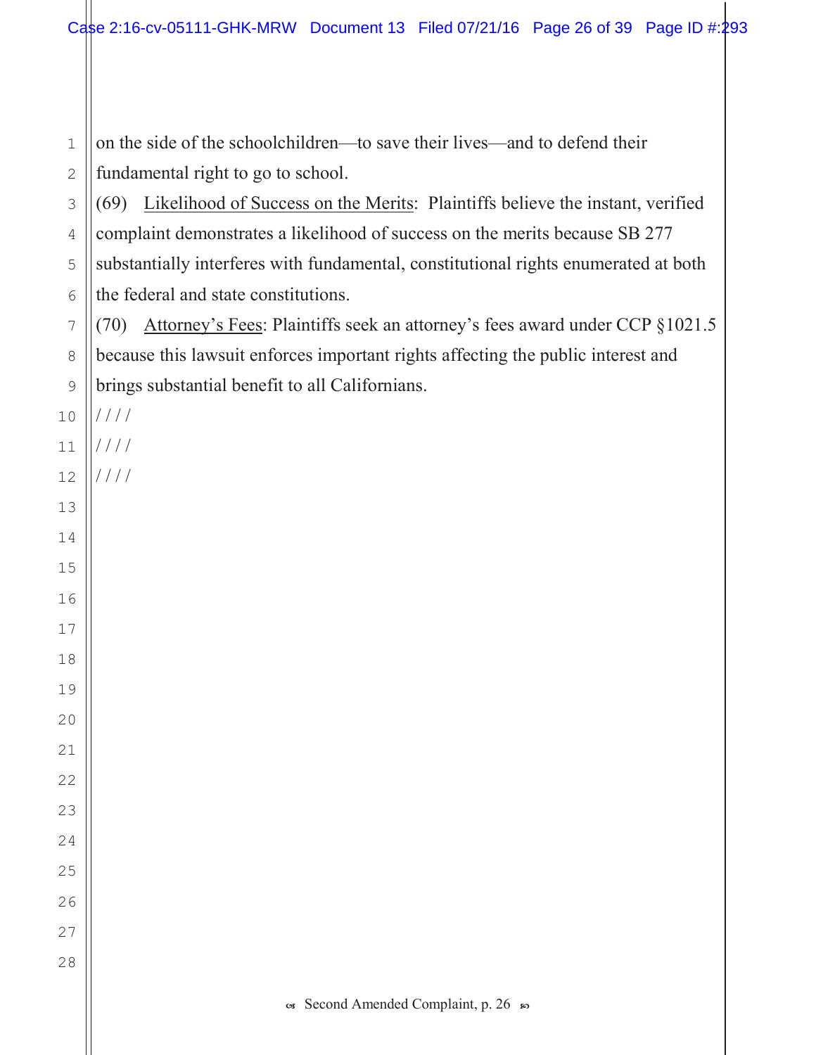on the side of the schoolchildren—to save their lives—and to defend their fundamental right to go to school.

(69) Likelihood of Success on the Merits: Plaintiffs believe the instant, verified complaint demonstrates a likelihood of success on the merits because SB 277 substantially interferes with fundamental, constitutional rights enumerated at both the federal and state constitutions.

(70) Attorney's Fees: Plaintiffs seek an attorney's fees award under CCP §1021.5 because this lawsuit enforces important rights affecting the public interest and brings substantial benefit to all Californians.

////

////

////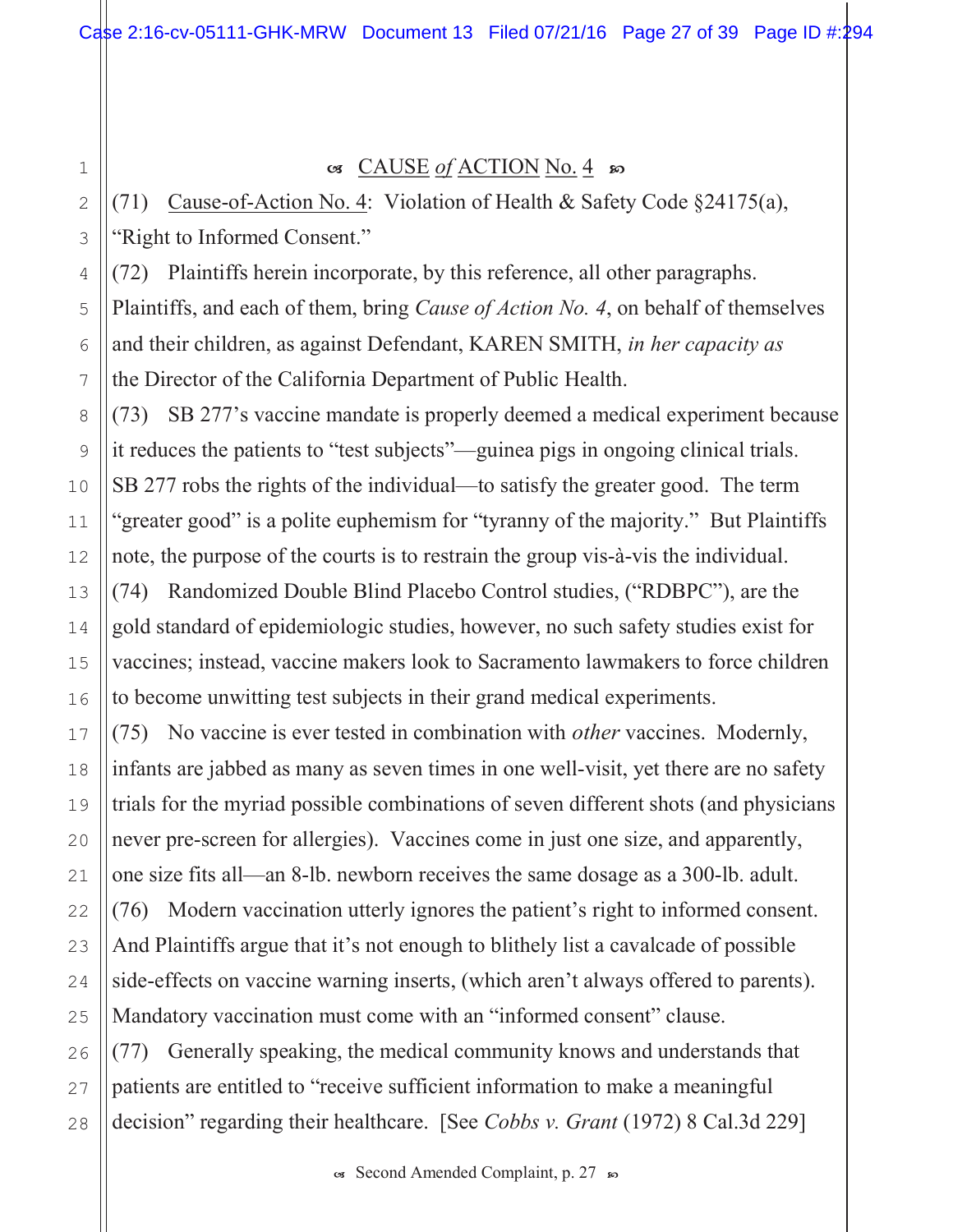## ☙ CAUSE *of* ACTION No. 4 ❧

(71) Cause-of-Action No. 4: Violation of Health & Safety Code §24175(a), "Right to Informed Consent."

(72) Plaintiffs herein incorporate, by this reference, all other paragraphs. Plaintiffs, and each of them, bring *Cause of Action No. 4*, on behalf of themselves and their children, as against Defendant, KAREN SMITH, *in her capacity as* the Director of the California Department of Public Health.

(73) SB 277's vaccine mandate is properly deemed a medical experiment because it reduces the patients to "test subjects"—guinea pigs in ongoing clinical trials. SB 277 robs the rights of the individual—to satisfy the greater good. The term "greater good" is a polite euphemism for "tyranny of the majority." But Plaintiffs note, the purpose of the courts is to restrain the group vis-à-vis the individual.

(74) Randomized Double Blind Placebo Control studies, ("RDBPC"), are the gold standard of epidemiologic studies, however, no such safety studies exist for vaccines; instead, vaccine makers look to Sacramento lawmakers to force children to become unwitting test subjects in their grand medical experiments.

(75) No vaccine is ever tested in combination with *other* vaccines. Modernly, infants are jabbed as many as seven times in one well-visit, yet there are no safety trials for the myriad possible combinations of seven different shots (and physicians never pre-screen for allergies). Vaccines come in just one size, and apparently, one size fits all—an 8-lb. newborn receives the same dosage as a 300-lb. adult.

(76) Modern vaccination utterly ignores the patient's right to informed consent. And Plaintiffs argue that it's not enough to blithely list a cavalcade of possible side-effects on vaccine warning inserts, (which aren't always offered to parents). Mandatory vaccination must come with an "informed consent" clause.

(77) Generally speaking, the medical community knows and understands that patients are entitled to "receive sufficient information to make a meaningful decision" regarding their healthcare. [See *Cobbs v. Grant* (1972) 8 Cal.3d 229]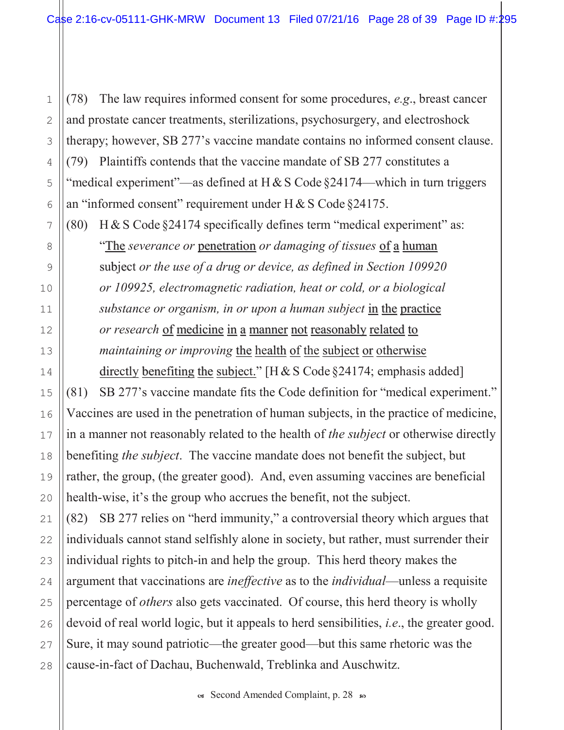(78) The law requires informed consent for some procedures, *e.g*., breast cancer and prostate cancer treatments, sterilizations, psychosurgery, and electroshock therapy; however, SB 277's vaccine mandate contains no informed consent clause.

(79) Plaintiffs contends that the vaccine mandate of SB 277 constitutes a "medical experiment"—as defined at H & S Code §24174—which in turn triggers an "informed consent" requirement under H & S Code §24175.

(80) H & S Code §24174 specifically defines term "medical experiment" as:

> "<u>The</u> *severance or* <u>penetration</u> *or damaging of tissues* <u>of a human</u> subject *or the use of a drug or device, as defined in Section 109920 or 109925, electromagnetic radiation, heat or cold, or a biological substance or organism, in or upon a human subject* <u>in the practice</u> *or research* <u>of medicine in a manner not reasonably related to</u> *maintaining or improving* <u>the health of the subject or otherwise directly benefiting the subject.</u>" [H & S Code §24174; emphasis added]

(81) SB 277's vaccine mandate fits the Code definition for "medical experiment." Vaccines are used in the penetration of human subjects, in the practice of medicine, in a manner not reasonably related to the health of *the subject* or otherwise directly benefiting *the subject*. The vaccine mandate does not benefit the subject, but rather, the group, (the greater good). And, even assuming vaccines are beneficial health-wise, it's the group who accrues the benefit, not the subject.

(82) SB 277 relies on "herd immunity," a controversial theory which argues that individuals cannot stand selfishly alone in society, but rather, must surrender their individual rights to pitch-in and help the group. This herd theory makes the argument that vaccinations are *ineffective* as to the *individual*—unless a requisite percentage of *others* also gets vaccinated. Of course, this herd theory is wholly devoid of real world logic, but it appeals to herd sensibilities, *i.e*., the greater good. Sure, it may sound patriotic—the greater good—but this same rhetoric was the cause-in-fact of Dachau, Buchenwald, Treblinka and Auschwitz.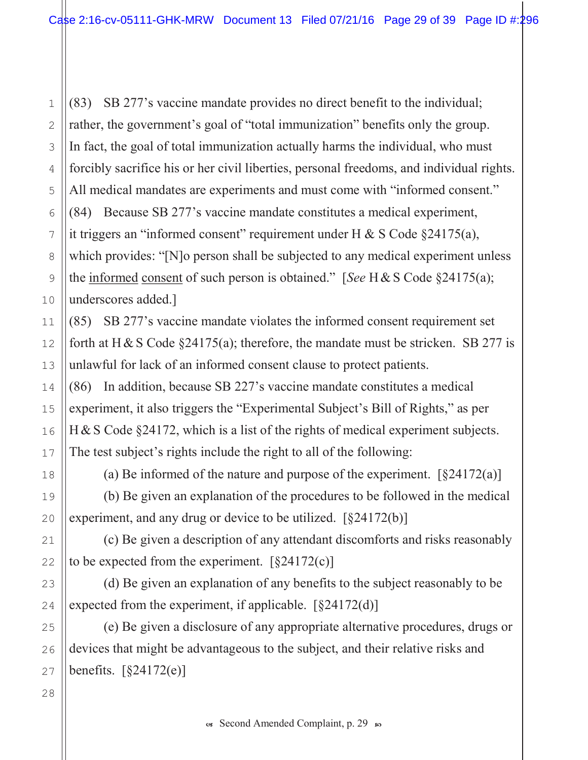(83) SB 277's vaccine mandate provides no direct benefit to the individual; rather, the government's goal of "total immunization" benefits only the group. In fact, the goal of total immunization actually harms the individual, who must forcibly sacrifice his or her civil liberties, personal freedoms, and individual rights. All medical mandates are experiments and must come with "informed consent."

(84) Because SB 277's vaccine mandate constitutes a medical experiment, it triggers an "informed consent" requirement under H & S Code §24175(a), which provides: "[N]o person shall be subjected to any medical experiment unless the informed consent of such person is obtained." [*See* H & S Code §24175(a); underscores added.]

(85) SB 277's vaccine mandate violates the informed consent requirement set forth at H & S Code §24175(a); therefore, the mandate must be stricken. SB 277 is unlawful for lack of an informed consent clause to protect patients.

(86) In addition, because SB 227's vaccine mandate constitutes a medical experiment, it also triggers the "Experimental Subject's Bill of Rights," as per H & S Code §24172, which is a list of the rights of medical experiment subjects. The test subject's rights include the right to all of the following:

(a) Be informed of the nature and purpose of the experiment. [§24172(a)]

(b) Be given an explanation of the procedures to be followed in the medical experiment, and any drug or device to be utilized. [§24172(b)]

(c) Be given a description of any attendant discomforts and risks reasonably to be expected from the experiment. [§24172(c)]

(d) Be given an explanation of any benefits to the subject reasonably to be expected from the experiment, if applicable. [§24172(d)]

(e) Be given a disclosure of any appropriate alternative procedures, drugs or devices that might be advantageous to the subject, and their relative risks and benefits. [§24172(e)]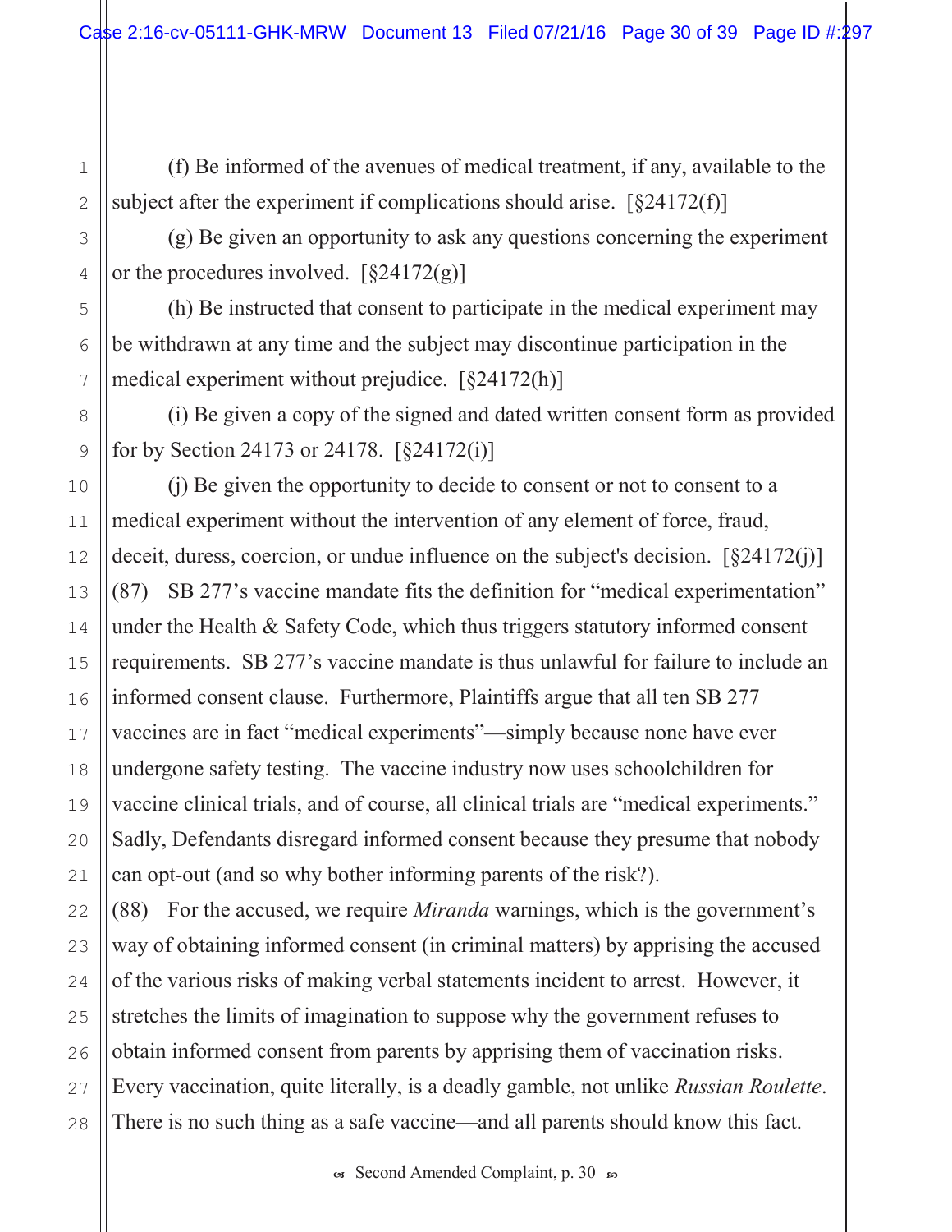(f) Be informed of the avenues of medical treatment, if any, available to the subject after the experiment if complications should arise. [§24172(f)]

(g) Be given an opportunity to ask any questions concerning the experiment or the procedures involved. [§24172(g)]

(h) Be instructed that consent to participate in the medical experiment may be withdrawn at any time and the subject may discontinue participation in the medical experiment without prejudice. [§24172(h)]

(i) Be given a copy of the signed and dated written consent form as provided for by Section 24173 or 24178. [§24172(i)]

(j) Be given the opportunity to decide to consent or not to consent to a medical experiment without the intervention of any element of force, fraud, deceit, duress, coercion, or undue influence on the subject's decision. [§24172(j)]

(87) SB 277's vaccine mandate fits the definition for "medical experimentation" under the Health & Safety Code, which thus triggers statutory informed consent requirements. SB 277's vaccine mandate is thus unlawful for failure to include an informed consent clause. Furthermore, Plaintiffs argue that all ten SB 277 vaccines are in fact "medical experiments"—simply because none have ever undergone safety testing. The vaccine industry now uses schoolchildren for vaccine clinical trials, and of course, all clinical trials are "medical experiments." Sadly, Defendants disregard informed consent because they presume that nobody can opt-out (and so why bother informing parents of the risk?).

(88) For the accused, we require *Miranda* warnings, which is the government's way of obtaining informed consent (in criminal matters) by apprising the accused of the various risks of making verbal statements incident to arrest. However, it stretches the limits of imagination to suppose why the government refuses to obtain informed consent from parents by apprising them of vaccination risks. Every vaccination, quite literally, is a deadly gamble, not unlike *Russian Roulette*. There is no such thing as a safe vaccine—and all parents should know this fact.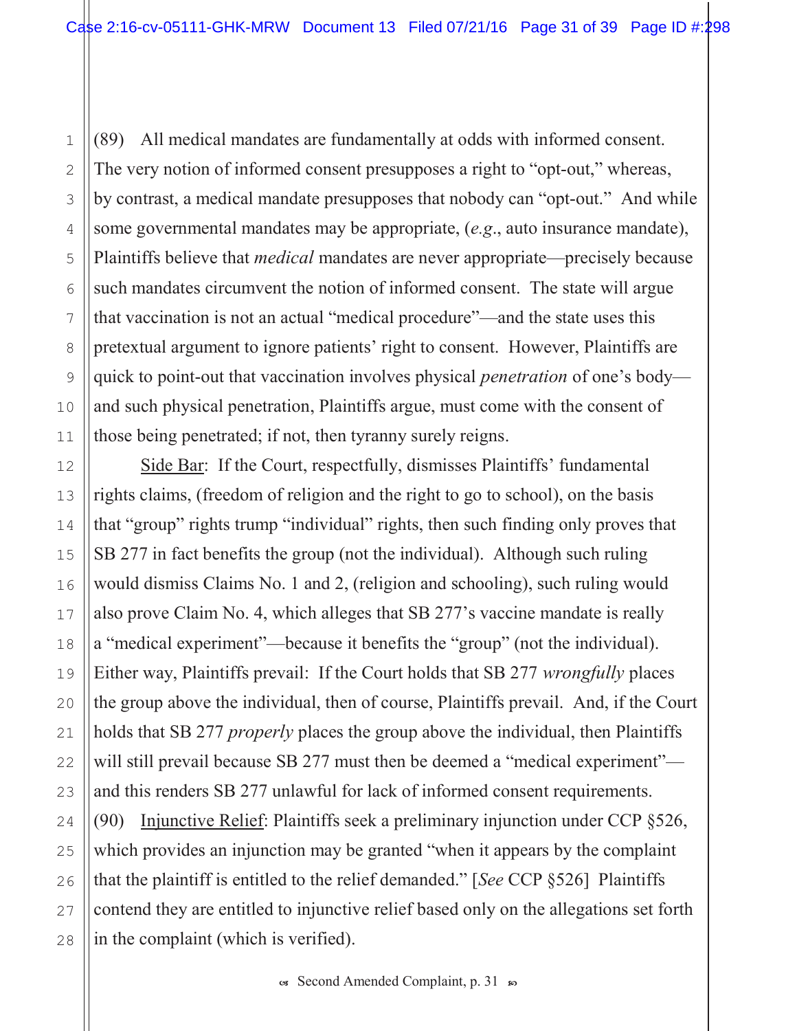(89) All medical mandates are fundamentally at odds with informed consent. The very notion of informed consent presupposes a right to "opt-out," whereas, by contrast, a medical mandate presupposes that nobody can "opt-out." And while some governmental mandates may be appropriate, (*e.g*., auto insurance mandate), Plaintiffs believe that *medical* mandates are never appropriate—precisely because such mandates circumvent the notion of informed consent. The state will argue that vaccination is not an actual "medical procedure"—and the state uses this pretextual argument to ignore patients' right to consent. However, Plaintiffs are quick to point-out that vaccination involves physical *penetration* of one's body—and such physical penetration, Plaintiffs argue, must come with the consent of those being penetrated; if not, then tyranny surely reigns.

Side Bar: If the Court, respectfully, dismisses Plaintiffs' fundamental rights claims, (freedom of religion and the right to go to school), on the basis that "group" rights trump "individual" rights, then such finding only proves that SB 277 in fact benefits the group (not the individual). Although such ruling would dismiss Claims No. 1 and 2, (religion and schooling), such ruling would also prove Claim No. 4, which alleges that SB 277's vaccine mandate is really a "medical experiment"—because it benefits the "group" (not the individual). Either way, Plaintiffs prevail: If the Court holds that SB 277 *wrongfully* places the group above the individual, then of course, Plaintiffs prevail. And, if the Court holds that SB 277 *properly* places the group above the individual, then Plaintiffs will still prevail because SB 277 must then be deemed a "medical experiment"—and this renders SB 277 unlawful for lack of informed consent requirements.

(90) Injunctive Relief: Plaintiffs seek a preliminary injunction under CCP §526, which provides an injunction may be granted "when it appears by the complaint that the plaintiff is entitled to the relief demanded." [*See* CCP §526] Plaintiffs contend they are entitled to injunctive relief based only on the allegations set forth in the complaint (which is verified).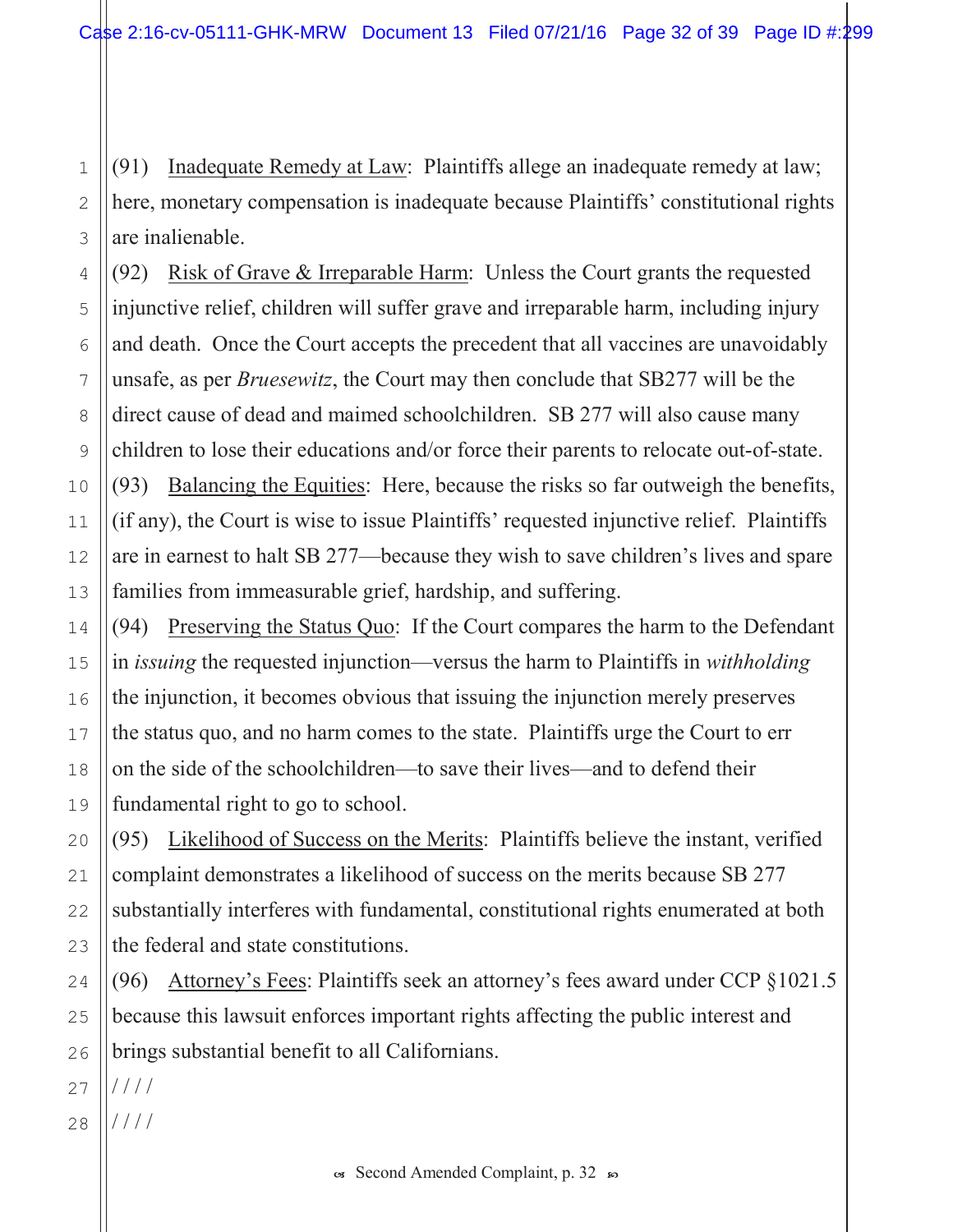(91) <u>Inadequate Remedy at Law</u>: Plaintiffs allege an inadequate remedy at law; here, monetary compensation is inadequate because Plaintiffs' constitutional rights are inalienable.

(92) <u>Risk of Grave & Irreparable Harm</u>: Unless the Court grants the requested injunctive relief, children will suffer grave and irreparable harm, including injury and death. Once the Court accepts the precedent that all vaccines are unavoidably unsafe, as per *Bruesewitz*, the Court may then conclude that SB277 will be the direct cause of dead and maimed schoolchildren. SB 277 will also cause many children to lose their educations and/or force their parents to relocate out-of-state.

(93) <u>Balancing the Equities</u>: Here, because the risks so far outweigh the benefits, (if any), the Court is wise to issue Plaintiffs' requested injunctive relief. Plaintiffs are in earnest to halt SB 277—because they wish to save children's lives and spare families from immeasurable grief, hardship, and suffering.

(94) <u>Preserving the Status Quo</u>: If the Court compares the harm to the Defendant in *issuing* the requested injunction—versus the harm to Plaintiffs in *withholding* the injunction, it becomes obvious that issuing the injunction merely preserves the status quo, and no harm comes to the state. Plaintiffs urge the Court to err on the side of the schoolchildren—to save their lives—and to defend their fundamental right to go to school.

(95) <u>Likelihood of Success on the Merits</u>: Plaintiffs believe the instant, verified complaint demonstrates a likelihood of success on the merits because SB 277 substantially interferes with fundamental, constitutional rights enumerated at both the federal and state constitutions.

(96) <u>Attorney's Fees</u>: Plaintiffs seek an attorney's fees award under CCP §1021.5 because this lawsuit enforces important rights affecting the public interest and brings substantial benefit to all Californians.

////

////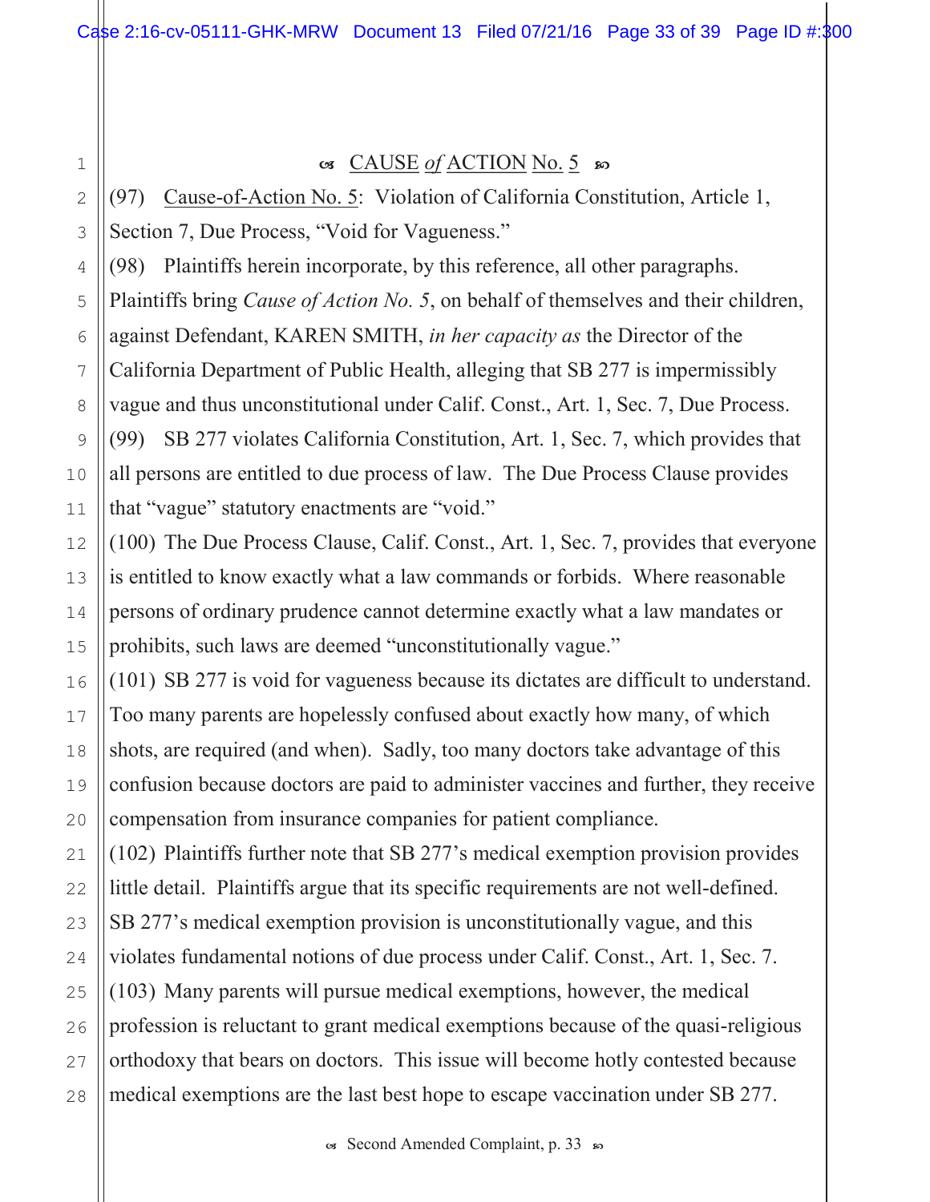## ☙ CAUSE *of* ACTION No. 5 ❧

(97) Cause-of-Action No. 5: Violation of California Constitution, Article 1, Section 7, Due Process, "Void for Vagueness."

(98) Plaintiffs herein incorporate, by this reference, all other paragraphs. Plaintiffs bring *Cause of Action No. 5*, on behalf of themselves and their children, against Defendant, KAREN SMITH, *in her capacity as* the Director of the California Department of Public Health, alleging that SB 277 is impermissibly vague and thus unconstitutional under Calif. Const., Art. 1, Sec. 7, Due Process.

(99) SB 277 violates California Constitution, Art. 1, Sec. 7, which provides that all persons are entitled to due process of law. The Due Process Clause provides that "vague" statutory enactments are "void."

(100) The Due Process Clause, Calif. Const., Art. 1, Sec. 7, provides that everyone is entitled to know exactly what a law commands or forbids. Where reasonable persons of ordinary prudence cannot determine exactly what a law mandates or prohibits, such laws are deemed "unconstitutionally vague."

(101) SB 277 is void for vagueness because its dictates are difficult to understand. Too many parents are hopelessly confused about exactly how many, of which shots, are required (and when). Sadly, too many doctors take advantage of this confusion because doctors are paid to administer vaccines and further, they receive compensation from insurance companies for patient compliance.

(102) Plaintiffs further note that SB 277's medical exemption provision provides little detail. Plaintiffs argue that its specific requirements are not well-defined. SB 277's medical exemption provision is unconstitutionally vague, and this violates fundamental notions of due process under Calif. Const., Art. 1, Sec. 7.

(103) Many parents will pursue medical exemptions, however, the medical profession is reluctant to grant medical exemptions because of the quasi-religious orthodoxy that bears on doctors. This issue will become hotly contested because medical exemptions are the last best hope to escape vaccination under SB 277.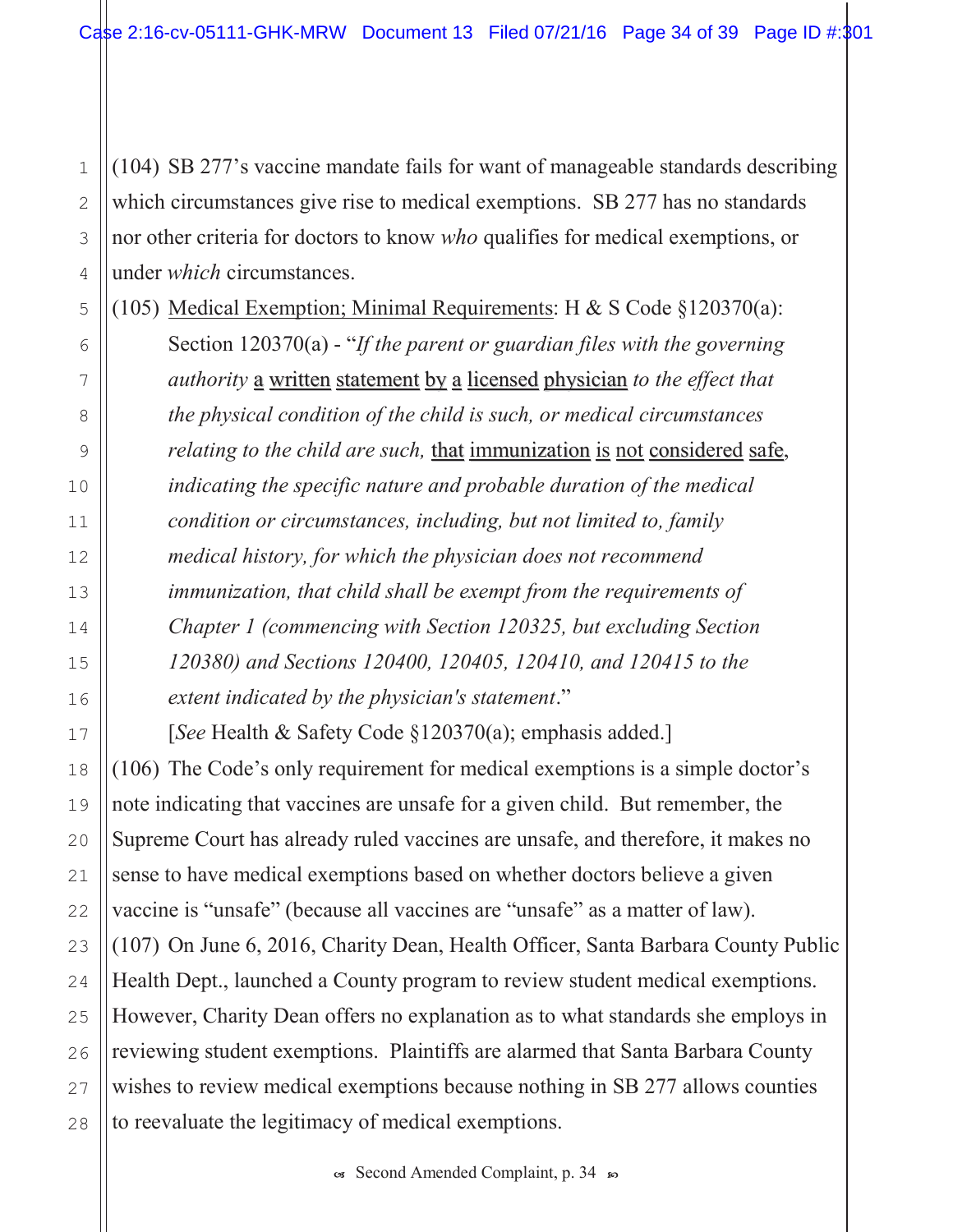(104) SB 277's vaccine mandate fails for want of manageable standards describing which circumstances give rise to medical exemptions. SB 277 has no standards nor other criteria for doctors to know *who* qualifies for medical exemptions, or under *which* circumstances.

(105) <u>Medical Exemption; Minimal Requirements</u>: H & S Code §120370(a):

> Section 120370(a) - "*If the parent or guardian files with the governing authority* <u>a written statement by a licensed physician</u> *to the effect that the physical condition of the child is such, or medical circumstances relating to the child are such,* <u>that immunization is not considered safe</u>, *indicating the specific nature and probable duration of the medical condition or circumstances, including, but not limited to, family medical history, for which the physician does not recommend immunization, that child shall be exempt from the requirements of Chapter 1 (commencing with Section 120325, but excluding Section 120380) and Sections 120400, 120405, 120410, and 120415 to the extent indicated by the physician's statement*."
>
> [*See* Health & Safety Code §120370(a); emphasis added.]

(106) The Code's only requirement for medical exemptions is a simple doctor's note indicating that vaccines are unsafe for a given child. But remember, the Supreme Court has already ruled vaccines are unsafe, and therefore, it makes no sense to have medical exemptions based on whether doctors believe a given vaccine is "unsafe" (because all vaccines are "unsafe" as a matter of law).

(107) On June 6, 2016, Charity Dean, Health Officer, Santa Barbara County Public Health Dept., launched a County program to review student medical exemptions. However, Charity Dean offers no explanation as to what standards she employs in reviewing student exemptions. Plaintiffs are alarmed that Santa Barbara County wishes to review medical exemptions because nothing in SB 277 allows counties to reevaluate the legitimacy of medical exemptions.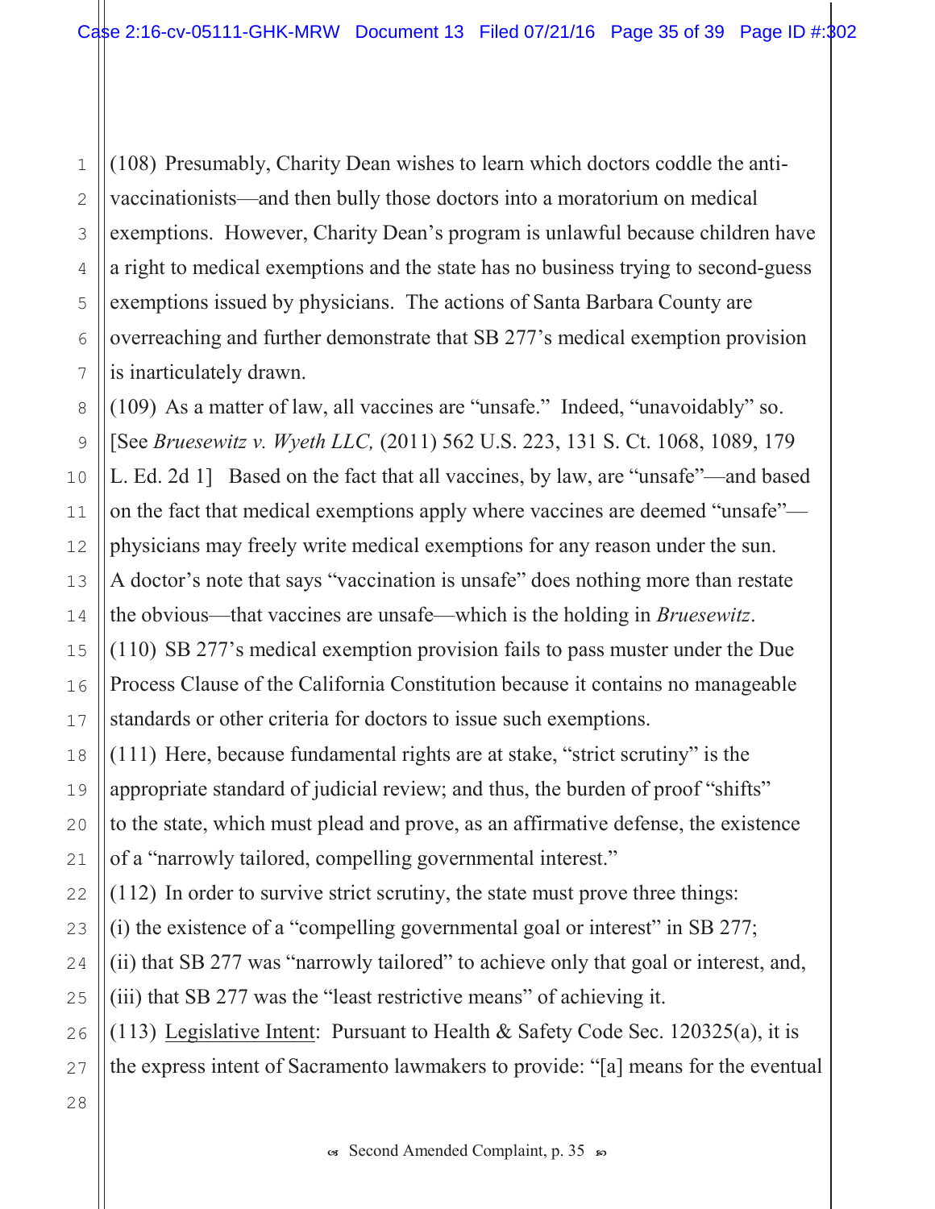(108) Presumably, Charity Dean wishes to learn which doctors coddle the anti-vaccinationists—and then bully those doctors into a moratorium on medical exemptions. However, Charity Dean's program is unlawful because children have a right to medical exemptions and the state has no business trying to second-guess exemptions issued by physicians. The actions of Santa Barbara County are overreaching and further demonstrate that SB 277's medical exemption provision is inarticulately drawn.

(109) As a matter of law, all vaccines are "unsafe." Indeed, "unavoidably" so. [See *Bruesewitz v. Wyeth LLC,* (2011) 562 U.S. 223, 131 S. Ct. 1068, 1089, 179 L. Ed. 2d 1] Based on the fact that all vaccines, by law, are "unsafe"—and based on the fact that medical exemptions apply where vaccines are deemed "unsafe"—physicians may freely write medical exemptions for any reason under the sun. A doctor's note that says "vaccination is unsafe" does nothing more than restate the obvious—that vaccines are unsafe—which is the holding in *Bruesewitz*.

(110) SB 277's medical exemption provision fails to pass muster under the Due Process Clause of the California Constitution because it contains no manageable standards or other criteria for doctors to issue such exemptions.

(111) Here, because fundamental rights are at stake, "strict scrutiny" is the appropriate standard of judicial review; and thus, the burden of proof "shifts" to the state, which must plead and prove, as an affirmative defense, the existence of a "narrowly tailored, compelling governmental interest."

(112) In order to survive strict scrutiny, the state must prove three things: (i) the existence of a "compelling governmental goal or interest" in SB 277; (ii) that SB 277 was "narrowly tailored" to achieve only that goal or interest, and, (iii) that SB 277 was the "least restrictive means" of achieving it.

(113) Legislative Intent: Pursuant to Health & Safety Code Sec. 120325(a), it is the express intent of Sacramento lawmakers to provide: "[a] means for the eventual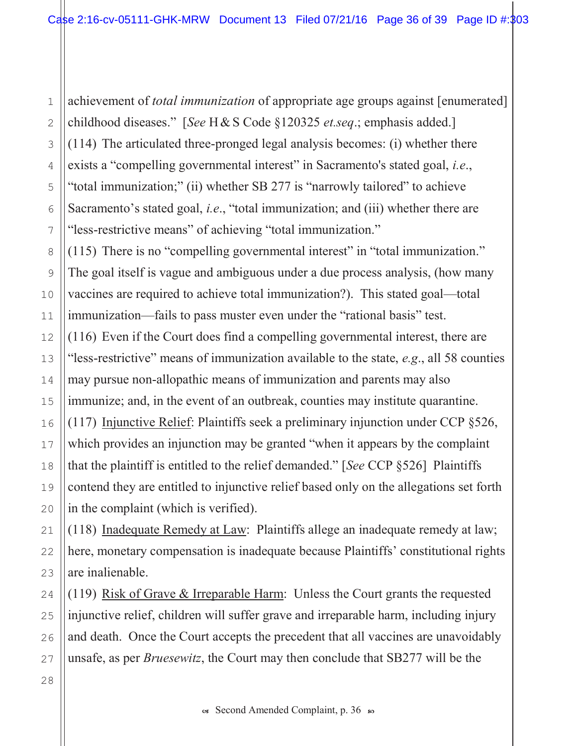achievement of *total immunization* of appropriate age groups against [enumerated] childhood diseases." [*See* H & S Code §120325 *et.seq*.; emphasis added.]

(114) The articulated three-pronged legal analysis becomes: (i) whether there exists a "compelling governmental interest" in Sacramento's stated goal, *i.e*., "total immunization;" (ii) whether SB 277 is "narrowly tailored" to achieve Sacramento's stated goal, *i.e*., "total immunization; and (iii) whether there are "less-restrictive means" of achieving "total immunization."

(115) There is no "compelling governmental interest" in "total immunization." The goal itself is vague and ambiguous under a due process analysis, (how many vaccines are required to achieve total immunization?). This stated goal—total immunization—fails to pass muster even under the "rational basis" test.

(116) Even if the Court does find a compelling governmental interest, there are "less-restrictive" means of immunization available to the state, *e.g*., all 58 counties may pursue non-allopathic means of immunization and parents may also immunize; and, in the event of an outbreak, counties may institute quarantine.

(117) <u>Injunctive Relief</u>: Plaintiffs seek a preliminary injunction under CCP §526, which provides an injunction may be granted "when it appears by the complaint that the plaintiff is entitled to the relief demanded." [*See* CCP §526] Plaintiffs contend they are entitled to injunctive relief based only on the allegations set forth in the complaint (which is verified).

(118) <u>Inadequate Remedy at Law</u>: Plaintiffs allege an inadequate remedy at law; here, monetary compensation is inadequate because Plaintiffs' constitutional rights are inalienable.

(119) <u>Risk of Grave & Irreparable Harm</u>: Unless the Court grants the requested injunctive relief, children will suffer grave and irreparable harm, including injury and death. Once the Court accepts the precedent that all vaccines are unavoidably unsafe, as per *Bruesewitz*, the Court may then conclude that SB277 will be the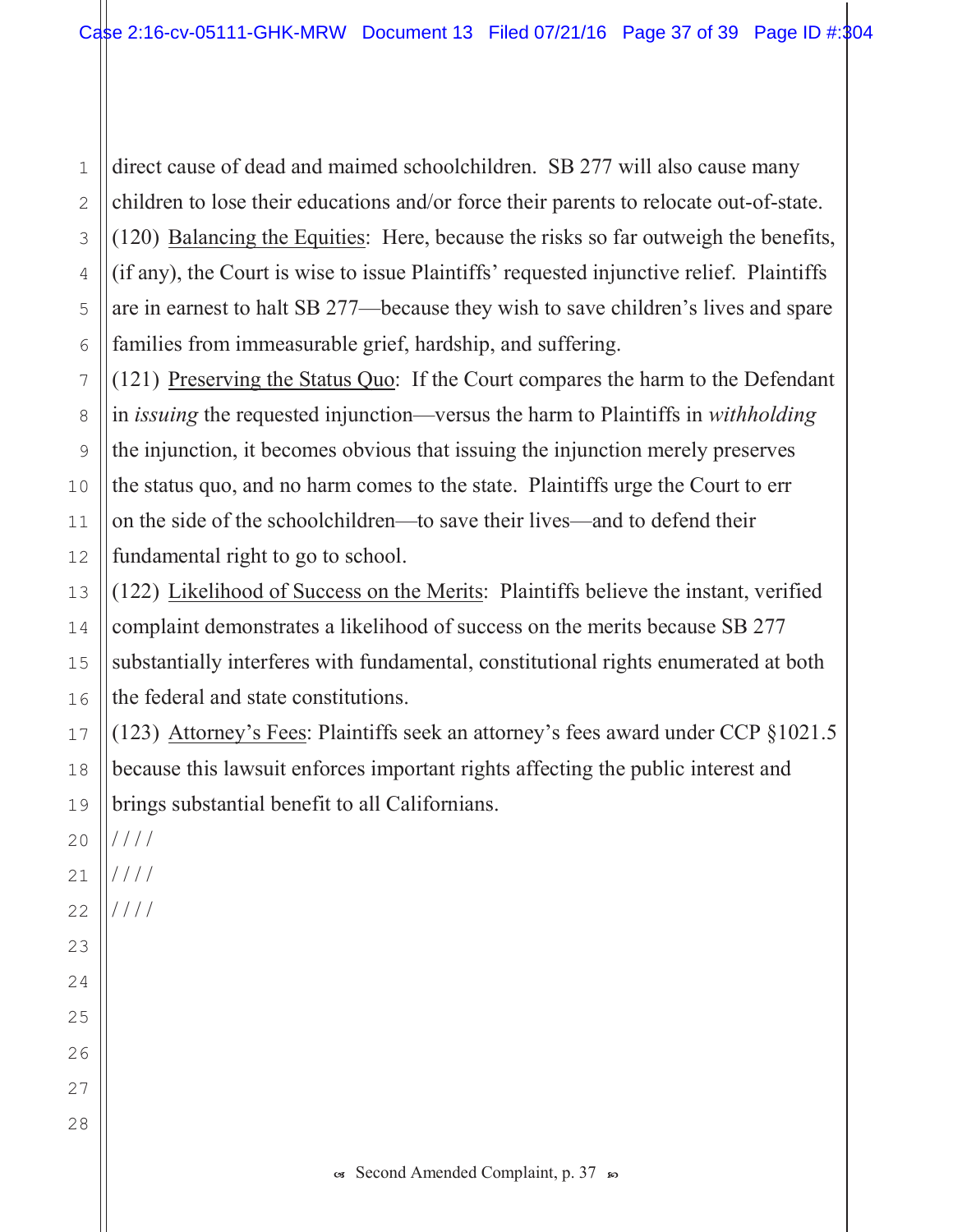direct cause of dead and maimed schoolchildren. SB 277 will also cause many children to lose their educations and/or force their parents to relocate out-of-state.

(120) Balancing the Equities: Here, because the risks so far outweigh the benefits, (if any), the Court is wise to issue Plaintiffs' requested injunctive relief. Plaintiffs are in earnest to halt SB 277—because they wish to save children's lives and spare families from immeasurable grief, hardship, and suffering.

(121) Preserving the Status Quo: If the Court compares the harm to the Defendant in *issuing* the requested injunction—versus the harm to Plaintiffs in *withholding* the injunction, it becomes obvious that issuing the injunction merely preserves the status quo, and no harm comes to the state. Plaintiffs urge the Court to err on the side of the schoolchildren—to save their lives—and to defend their fundamental right to go to school.

(122) Likelihood of Success on the Merits: Plaintiffs believe the instant, verified complaint demonstrates a likelihood of success on the merits because SB 277 substantially interferes with fundamental, constitutional rights enumerated at both the federal and state constitutions.

(123) Attorney's Fees: Plaintiffs seek an attorney's fees award under CCP §1021.5 because this lawsuit enforces important rights affecting the public interest and brings substantial benefit to all Californians.

////

////

////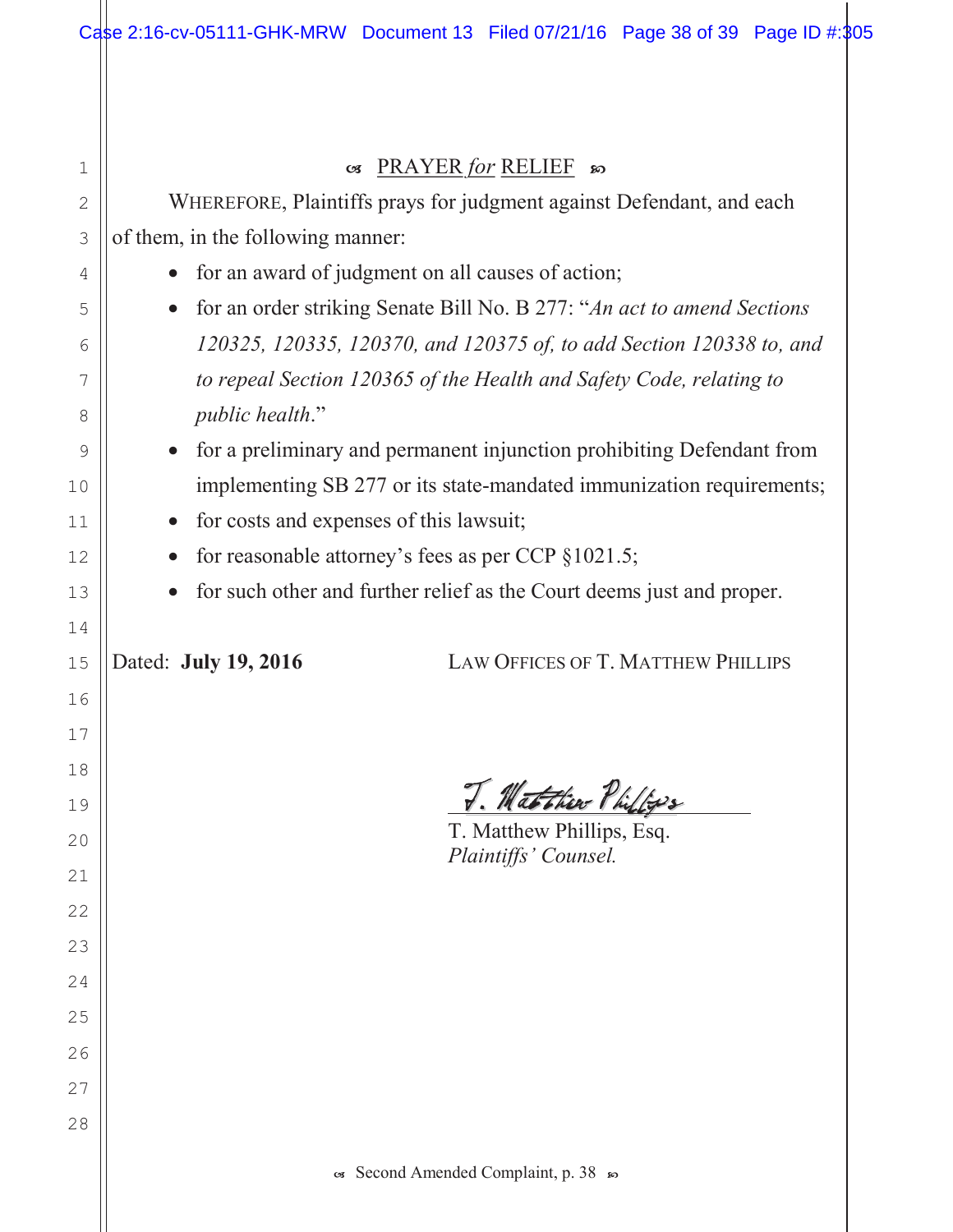## PRAYER *for* RELIEF

WHEREFORE, Plaintiffs prays for judgment against Defendant, and each of them, in the following manner:

- for an award of judgment on all causes of action;
- for an order striking Senate Bill No. B 277: "*An act to amend Sections 120325, 120335, 120370, and 120375 of, to add Section 120338 to, and to repeal Section 120365 of the Health and Safety Code, relating to public health*."
- for a preliminary and permanent injunction prohibiting Defendant from implementing SB 277 or its state-mandated immunization requirements;
- for costs and expenses of this lawsuit;
- for reasonable attorney's fees as per CCP §1021.5;
- for such other and further relief as the Court deems just and proper.

Dated: **July 19, 2016**

LAW OFFICES OF T. MATTHEW PHILLIPS

T. Matthew Phillips

T. Matthew Phillips, Esq.
*Plaintiffs' Counsel.*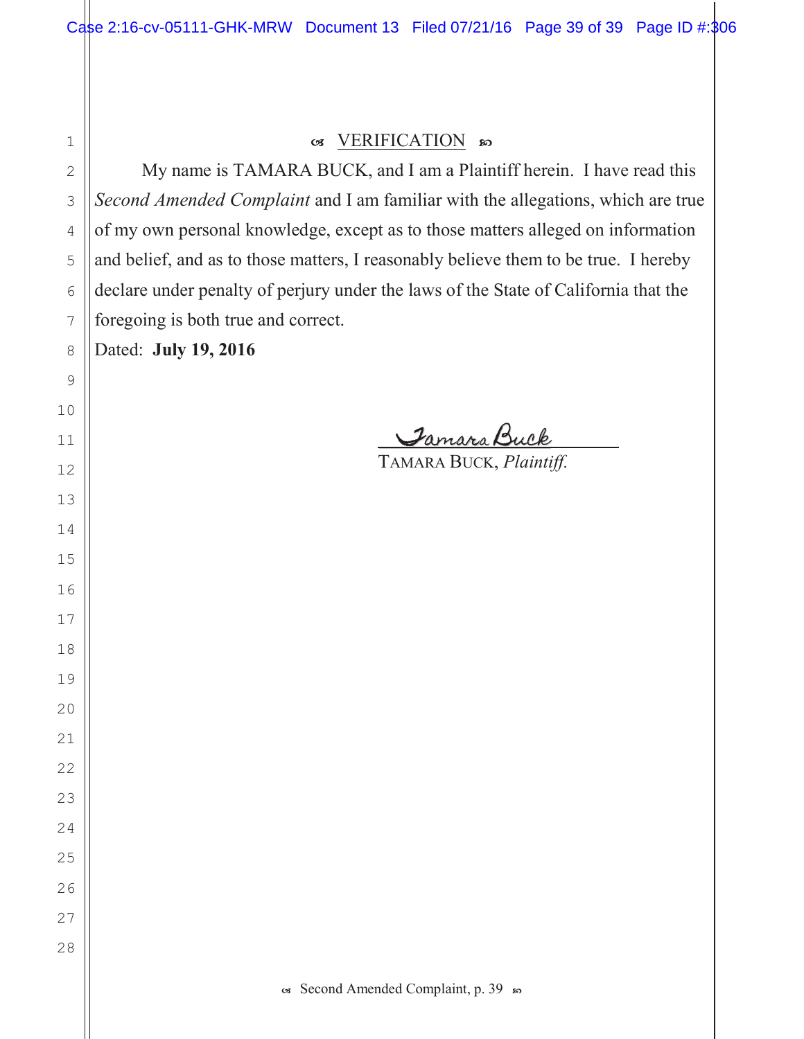## ☙ VERIFICATION ❧

My name is TAMARA BUCK, and I am a Plaintiff herein. I have read this *Second Amended Complaint* and I am familiar with the allegations, which are true of my own personal knowledge, except as to those matters alleged on information and belief, and as to those matters, I reasonably believe them to be true. I hereby declare under penalty of perjury under the laws of the State of California that the foregoing is both true and correct.

Dated: **July 19, 2016**

Tamara Buck
TAMARA BUCK, *Plaintiff.*